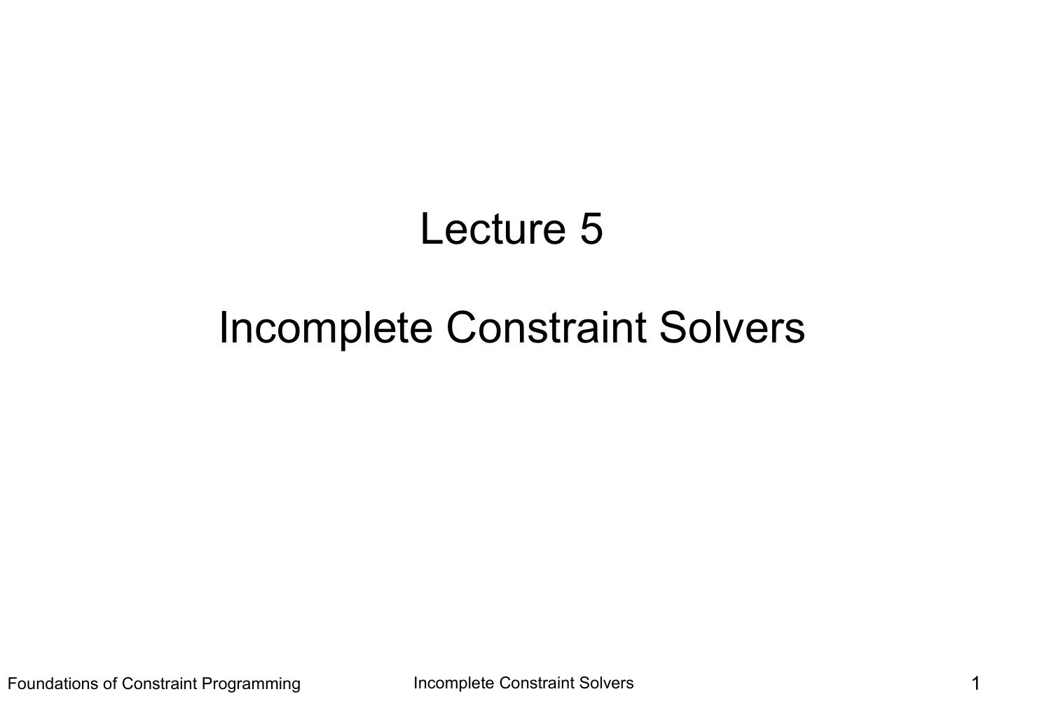# Lecture 5

# Incomplete Constraint Solvers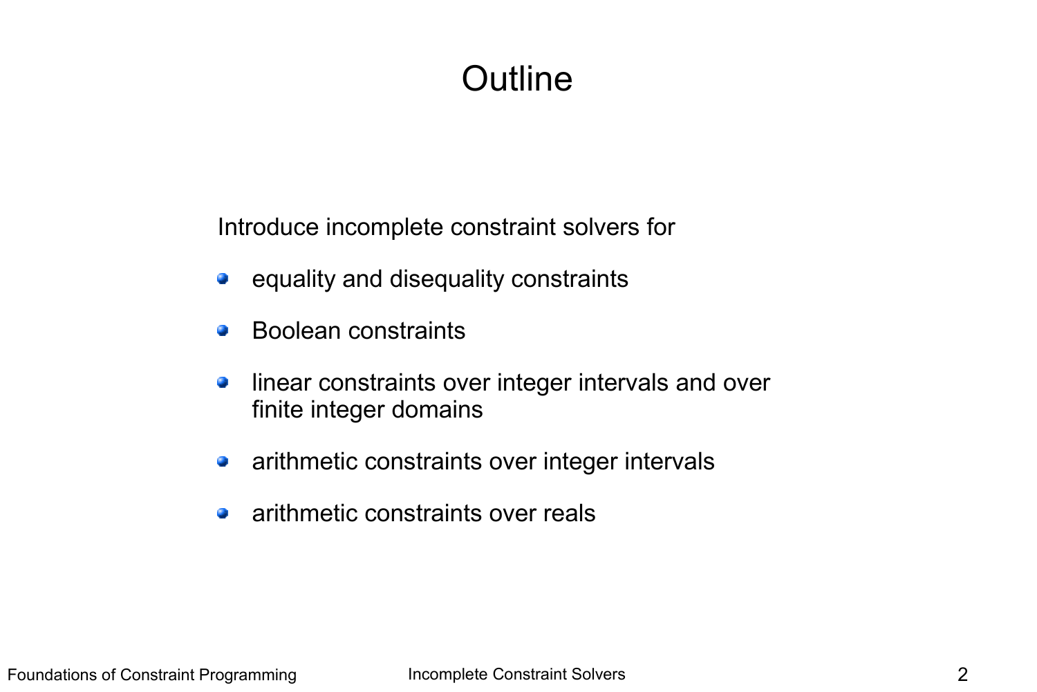# Outline

Introduce incomplete constraint solvers for

- equality and disequality constraints
- Boolean constraints
- linear constraints over integer intervals and over finite integer domains
- arithmetic constraints over integer intervals
- arithmetic constraints over reals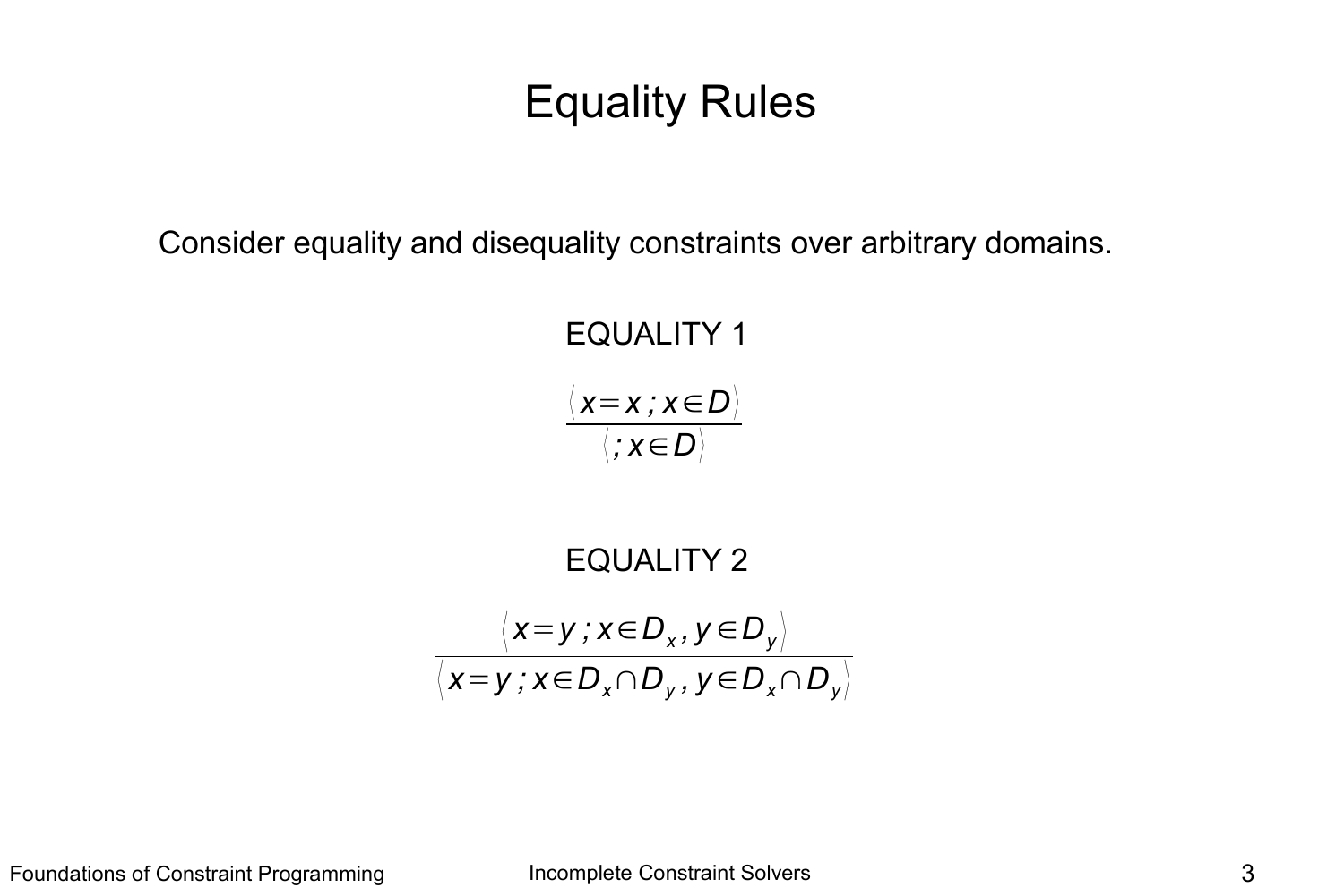# Equality Rules

Consider equality and disequality constraints over arbitrary domains.

EQUALITY 1

$$\frac{\langle x = x \,;\, x \in D \rangle}{\langle \,;\, x \in D \rangle}$$

EQUALITY 2

$$\frac{\langle x = y \,;\, x \in D_x ,\, y \in D_y \rangle}{\langle x = y \,;\, x \in D_x \cap D_y ,\, y \in D_x \cap D_y \rangle}$$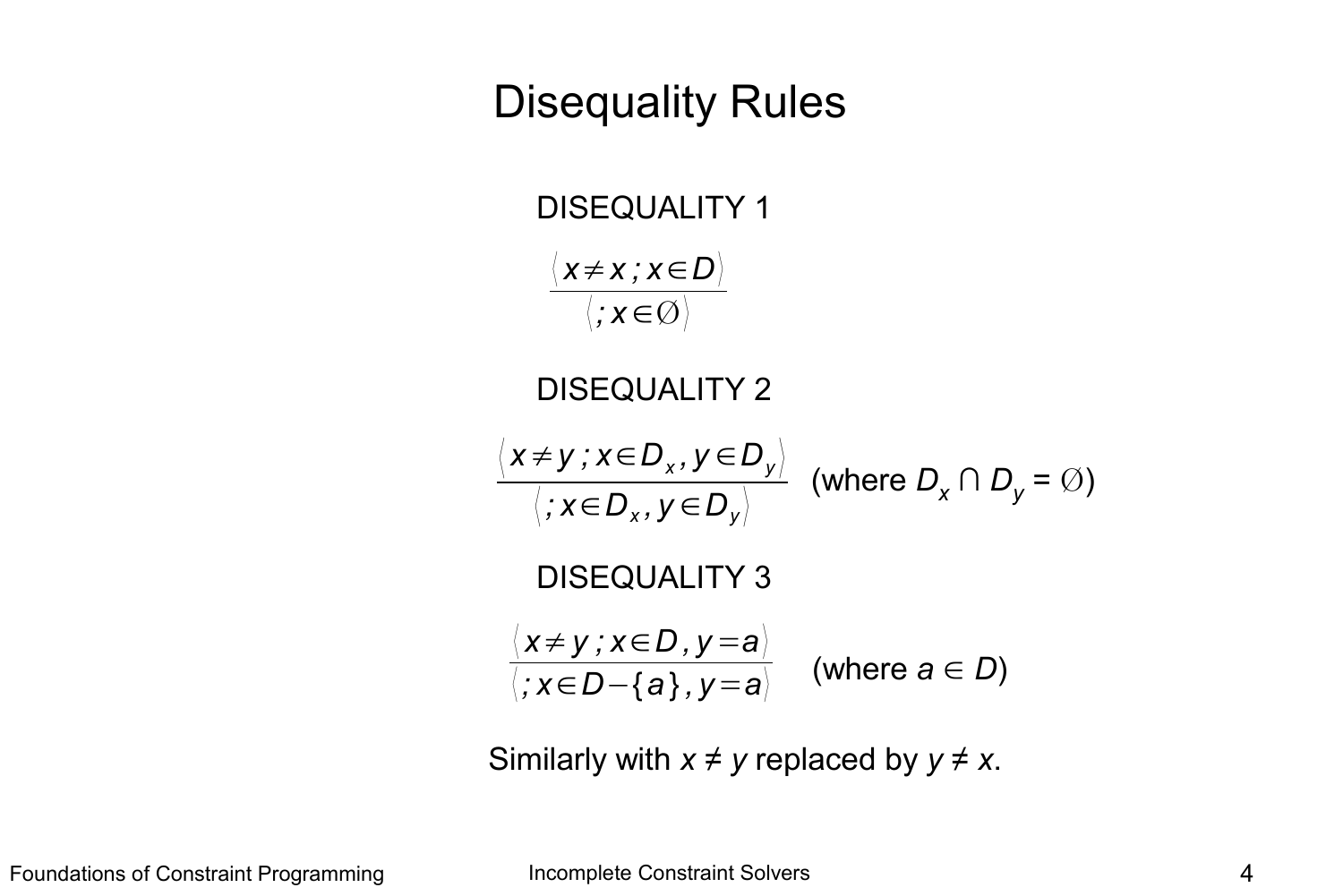# Disequality Rules

DISEQUALITY 1

$$\frac{\langle x \neq x \,;\, x \in D \rangle}{\langle \,;\, x \in \emptyset \rangle}$$

DISEQUALITY 2

$$\frac{\langle x \neq y \,;\, x \in D_x , y \in D_y \rangle}{\langle \,;\, x \in D_x , y \in D_y \rangle}$$ (where $D_x \cap D_y = \emptyset$)

DISEQUALITY 3

$$\frac{\langle x \neq y \,;\, x \in D , y = a \rangle}{\langle \,;\, x \in D - \{a\} , y = a \rangle}$$ (where $a \in D$)

Similarly with $x \neq y$ replaced by $y \neq x$.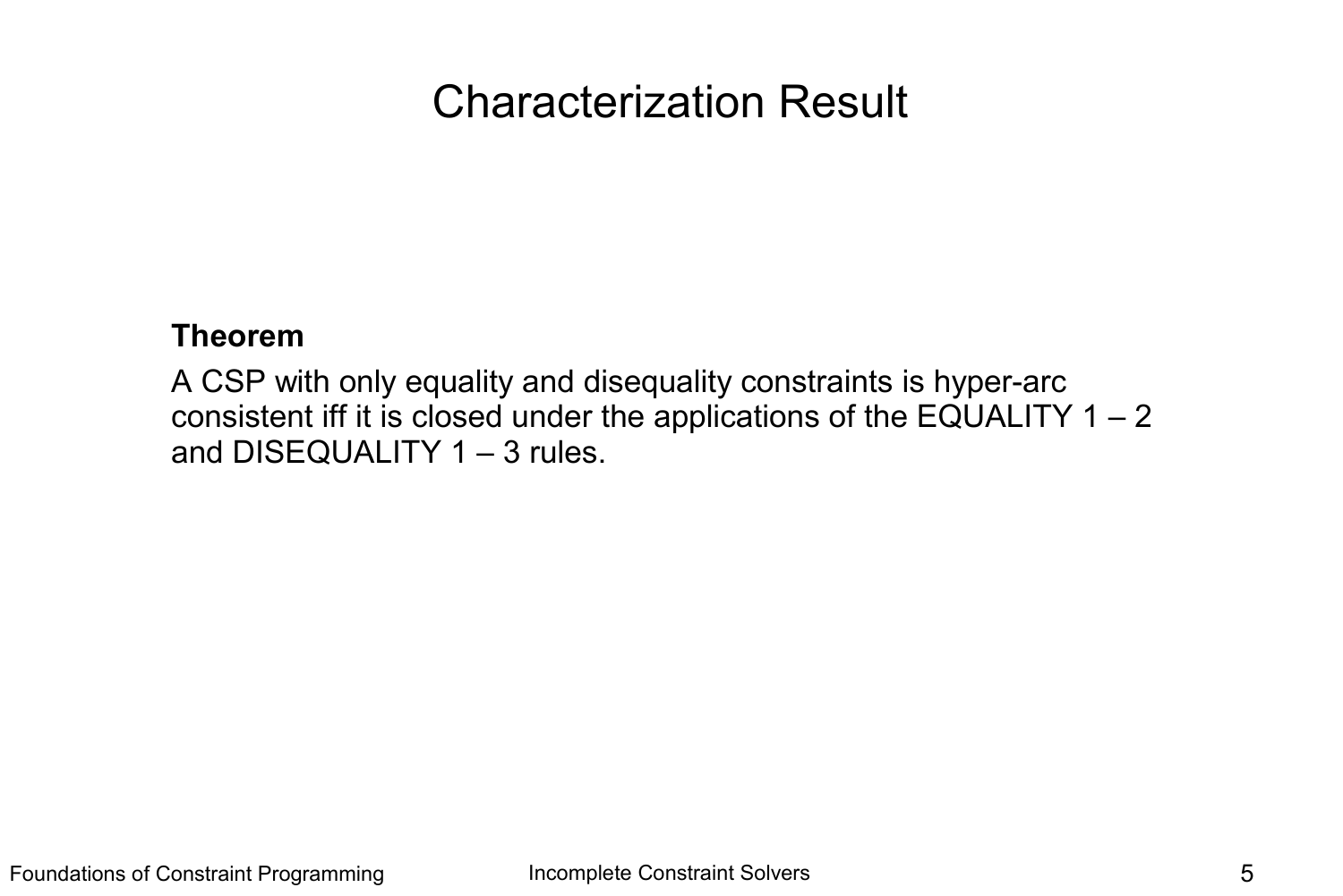# Characterization Result

**Theorem**

A CSP with only equality and disequality constraints is hyper-arc consistent iff it is closed under the applications of the EQUALITY 1 – 2 and DISEQUALITY 1 – 3 rules.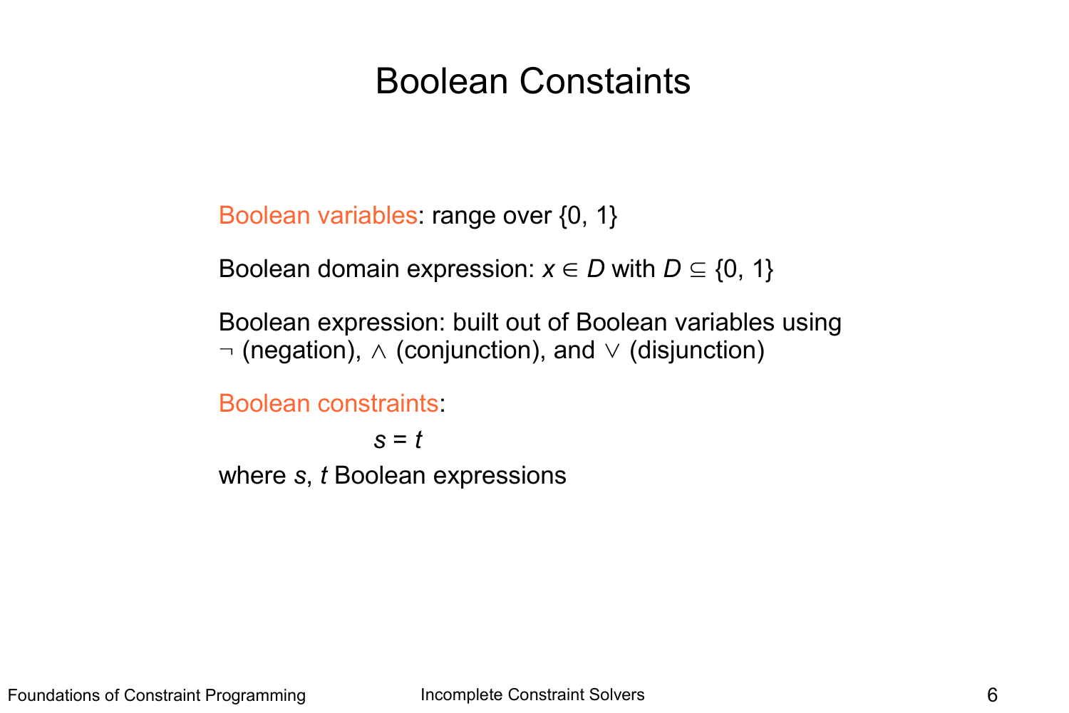# Boolean Constaints

Boolean variables: range over $\{0, 1\}$

Boolean domain expression: $x \in D$ with $D \subseteq \{0, 1\}$

Boolean expression: built out of Boolean variables using $\neg$ (negation), $\wedge$ (conjunction), and $\vee$ (disjunction)

Boolean constraints:

$$s = t$$

where $s$, $t$ Boolean expressions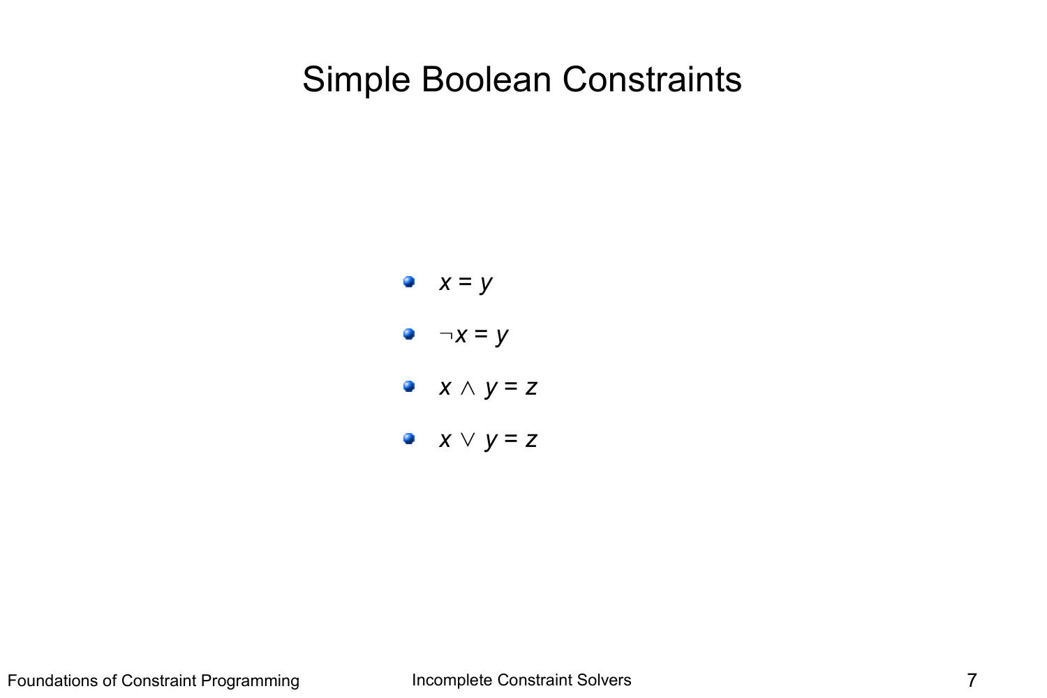# Simple Boolean Constraints

- $x = y$
- $\neg x = y$
- $x \wedge y = z$
- $x \vee y = z$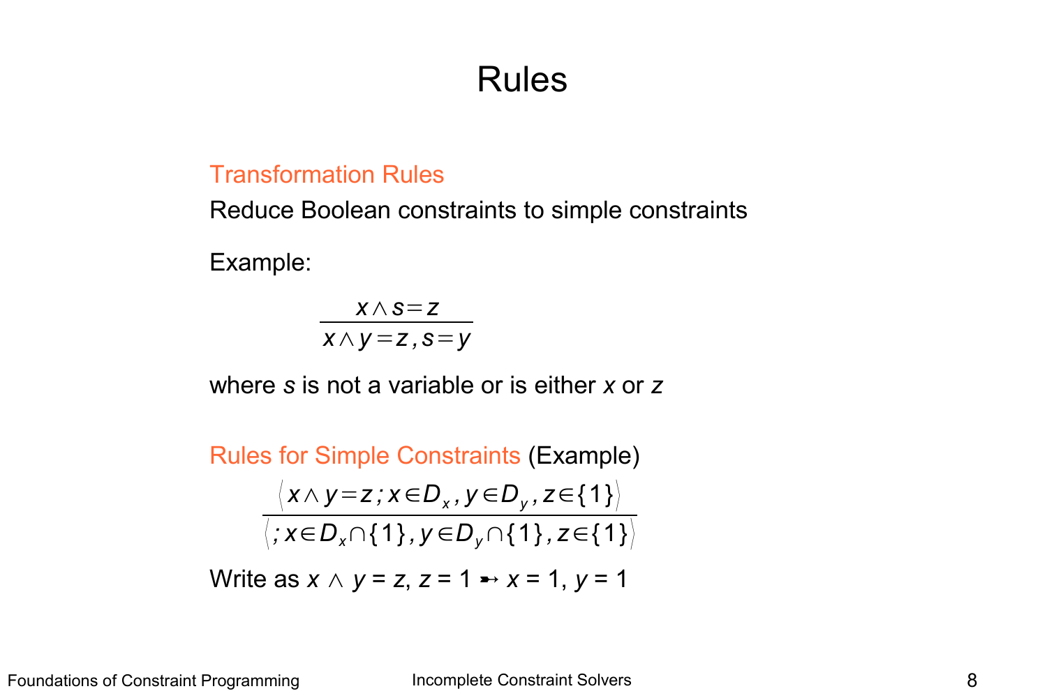# Rules

## Transformation Rules

Reduce Boolean constraints to simple constraints

Example:

$$\frac{x \wedge s = z}{x \wedge y = z, s = y}$$

where *s* is not a variable or is either *x* or *z*

## Rules for Simple Constraints (Example)

$$\frac{\langle x \wedge y = z\,;\, x \in D_x, y \in D_y, z \in \{1\} \rangle}{\langle\, ;\, x \in D_x \cap \{1\}, y \in D_y \cap \{1\}, z \in \{1\} \rangle}$$

Write as $x \wedge y = z$, $z = 1 \rightarrow x = 1$, $y = 1$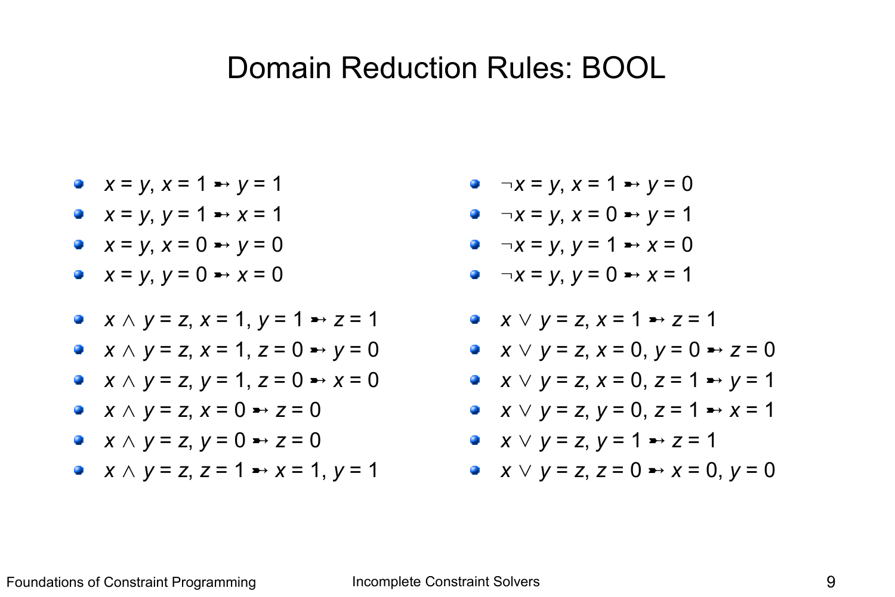# Domain Reduction Rules: BOOL

- $x = y, x = 1 \rightarrowtail y = 1$
- $x = y, y = 1 \rightarrowtail x = 1$
- $x = y, x = 0 \rightarrowtail y = 0$
- $x = y, y = 0 \rightarrowtail x = 0$

- $x \wedge y = z, x = 1, y = 1 \rightarrowtail z = 1$
- $x \wedge y = z, x = 1, z = 0 \rightarrowtail y = 0$
- $x \wedge y = z, y = 1, z = 0 \rightarrowtail x = 0$
- $x \wedge y = z, x = 0 \rightarrowtail z = 0$
- $x \wedge y = z, y = 0 \rightarrowtail z = 0$
- $x \wedge y = z, z = 1 \rightarrowtail x = 1, y = 1$

- $\neg x = y, x = 1 \rightarrowtail y = 0$
- $\neg x = y, x = 0 \rightarrowtail y = 1$
- $\neg x = y, y = 1 \rightarrowtail x = 0$
- $\neg x = y, y = 0 \rightarrowtail x = 1$

- $x \vee y = z, x = 1 \rightarrowtail z = 1$
- $x \vee y = z, x = 0, y = 0 \rightarrowtail z = 0$
- $x \vee y = z, x = 0, z = 1 \rightarrowtail y = 1$
- $x \vee y = z, y = 0, z = 1 \rightarrowtail x = 1$
- $x \vee y = z, y = 1 \rightarrowtail z = 1$
- $x \vee y = z, z = 0 \rightarrowtail x = 0, y = 0$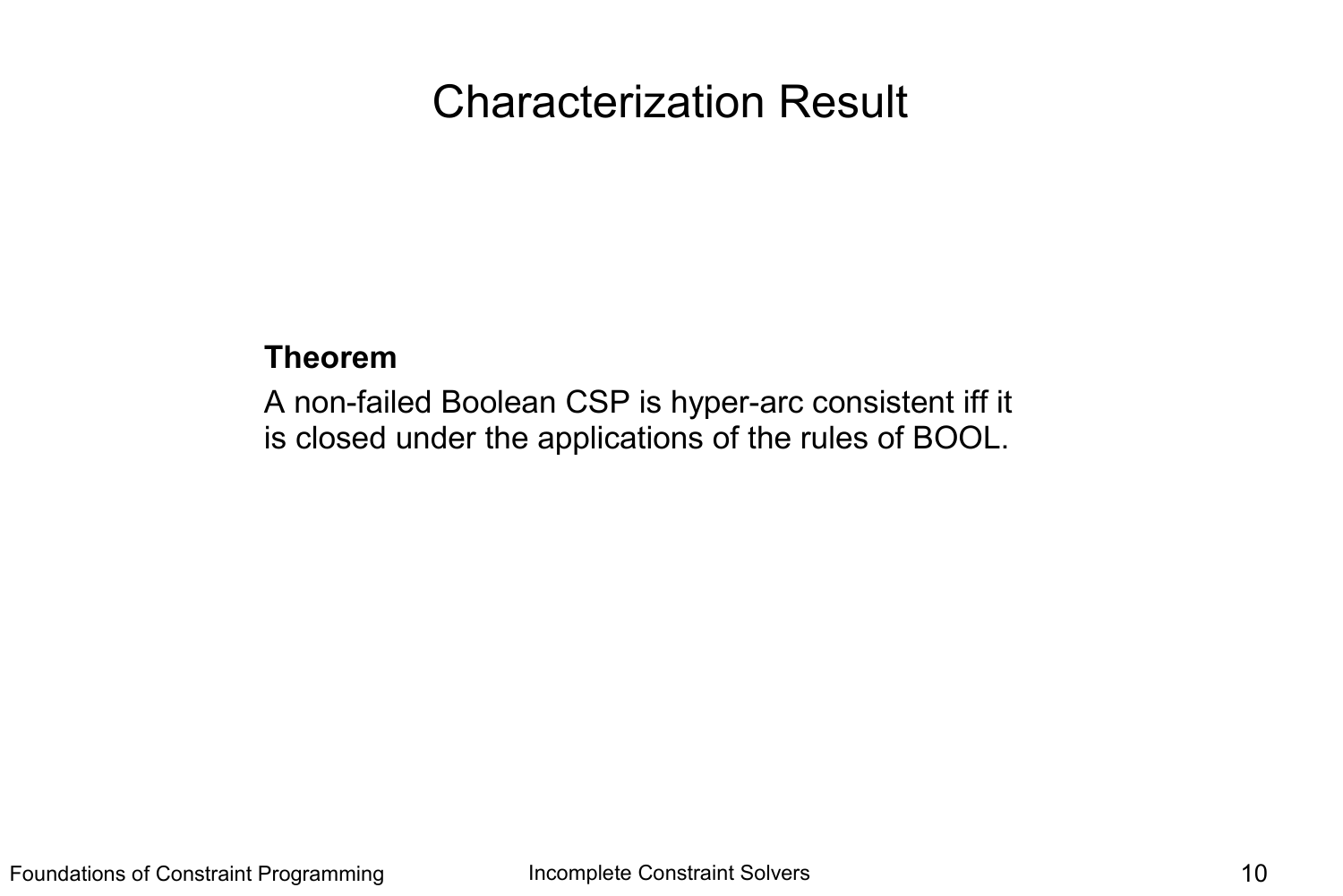# Characterization Result

**Theorem**

A non-failed Boolean CSP is hyper-arc consistent iff it is closed under the applications of the rules of BOOL.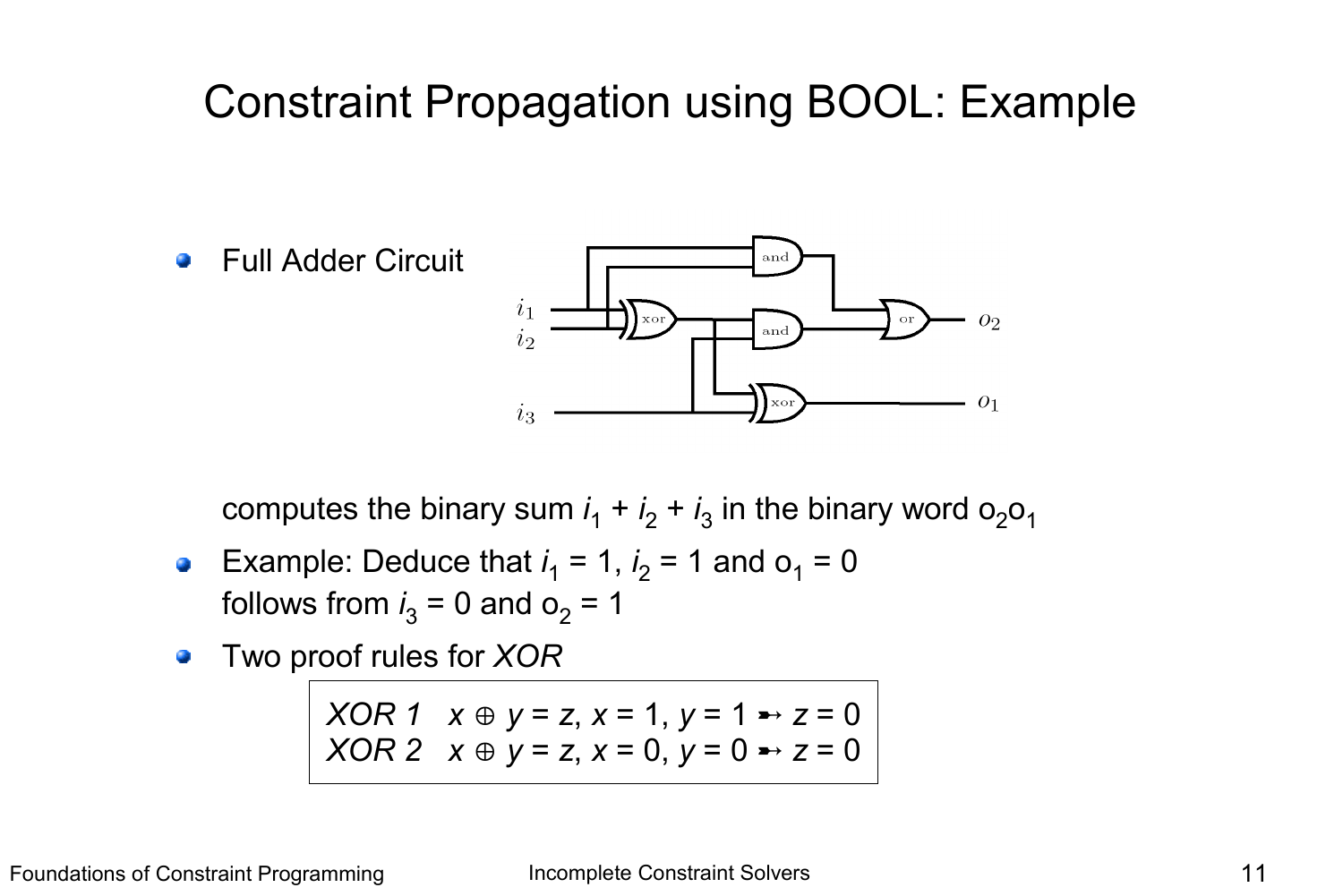# Constraint Propagation using BOOL: Example

- Full Adder Circuit

  computes the binary sum $i_1 + i_2 + i_3$ in the binary word $o_2 o_1$

- Example: Deduce that $i_1 = 1$, $i_2 = 1$ and $o_1 = 0$ follows from $i_3 = 0$ and $o_2 = 1$

- Two proof rules for *XOR*

| | |
|---|---|
| *XOR 1* | $x \oplus y = z,\ x = 1,\ y = 1 \rightarrowtail z = 0$ |
| *XOR 2* | $x \oplus y = z,\ x = 0,\ y = 0 \rightarrowtail z = 0$ |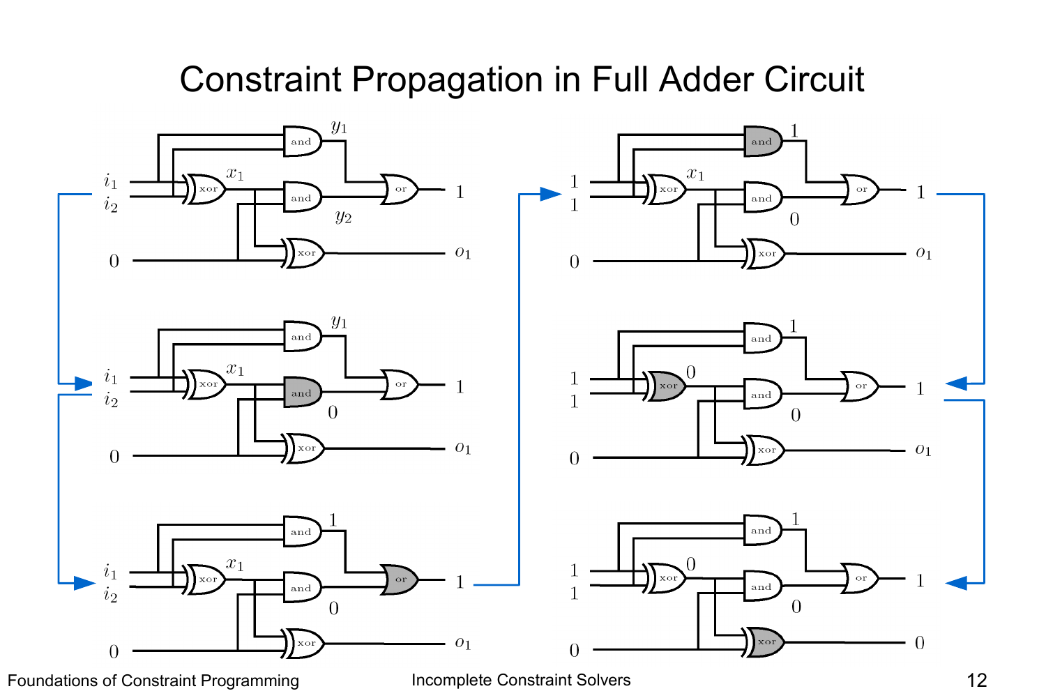# Constraint Propagation in Full Adder Circuit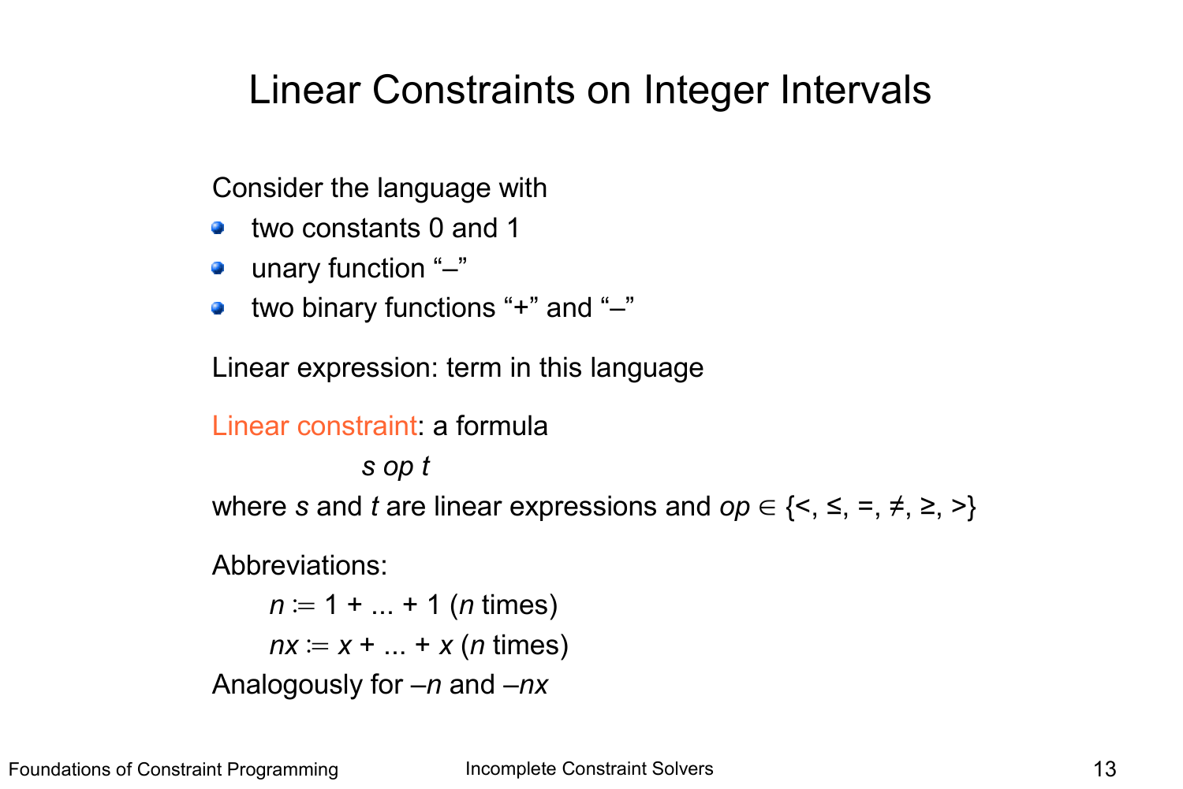# Linear Constraints on Integer Intervals

Consider the language with

- two constants 0 and 1
- unary function "–"
- two binary functions "+" and "–"

Linear expression: term in this language

Linear constraint: a formula

$$s \; op \; t$$

where $s$ and $t$ are linear expressions and $op \in \{<, \leq, =, \neq, \geq, >\}$

Abbreviations:

$n \coloneqq 1 + ... + 1$ ($n$ times)

$nx \coloneqq x + ... + x$ ($n$ times)

Analogously for $-n$ and $-nx$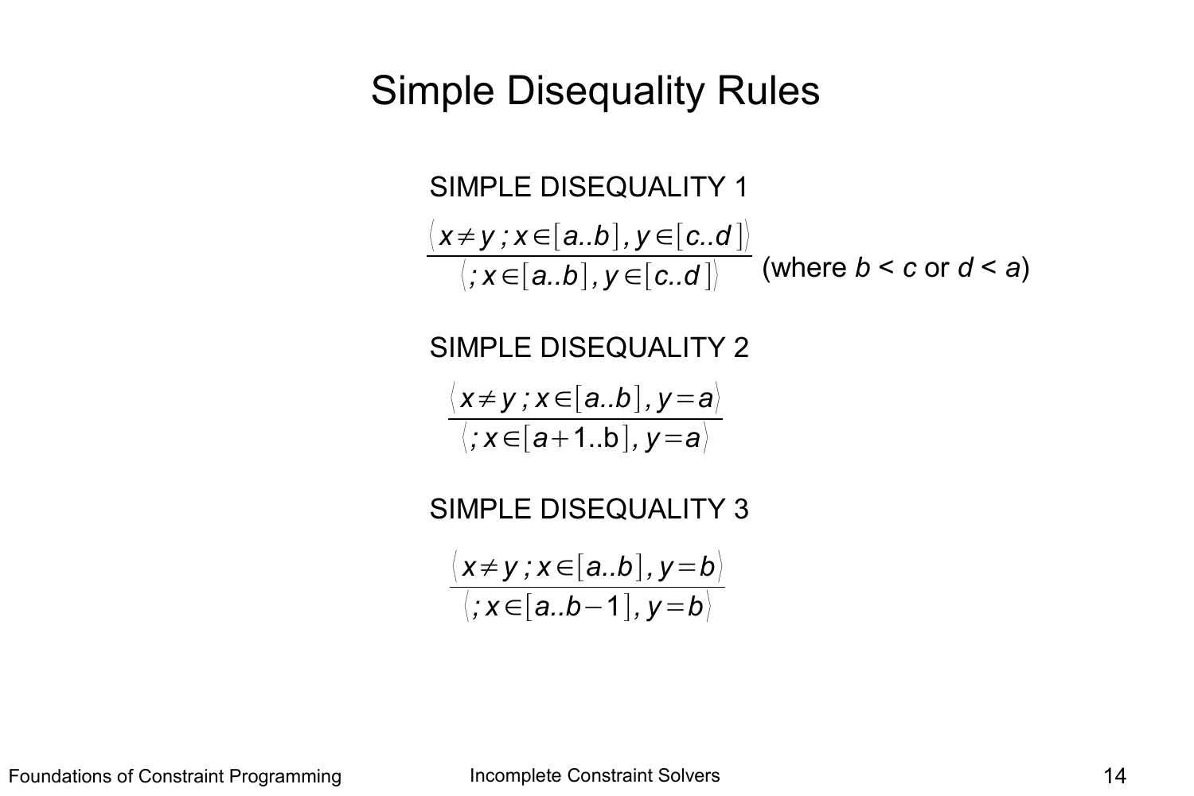# Simple Disequality Rules

SIMPLE DISEQUALITY 1

$$\frac{\langle x \neq y \,;\, x \in [a..b],\, y \in [c..d] \rangle}{\langle \,;\, x \in [a..b],\, y \in [c..d] \rangle}$$ (where $b < c$ or $d < a$)

SIMPLE DISEQUALITY 2

$$\frac{\langle x \neq y \,;\, x \in [a..b],\, y = a \rangle}{\langle \,;\, x \in [a+1..b],\, y = a \rangle}$$

SIMPLE DISEQUALITY 3

$$\frac{\langle x \neq y \,;\, x \in [a..b],\, y = b \rangle}{\langle \,;\, x \in [a..b-1],\, y = b \rangle}$$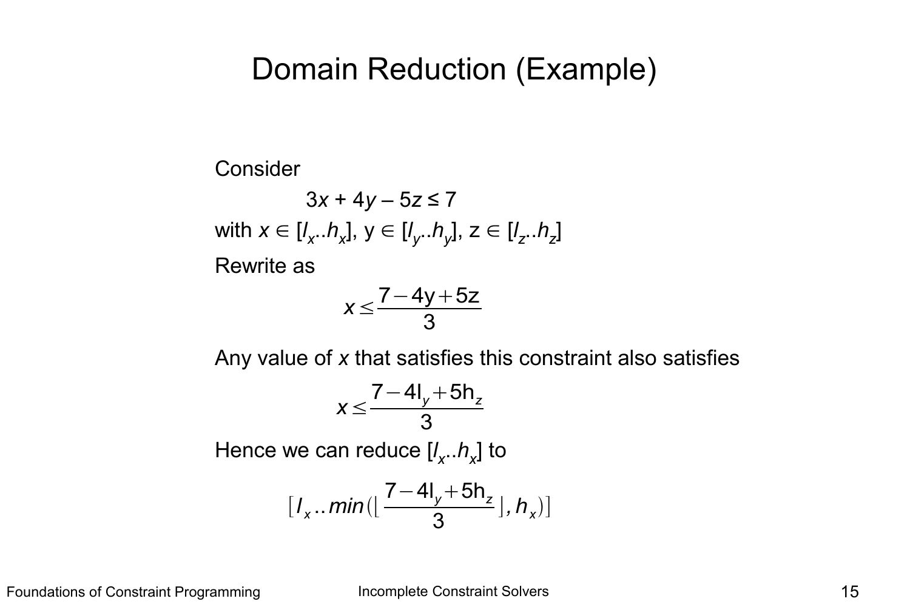# Domain Reduction (Example)

Consider

$$3x + 4y - 5z \leq 7$$

with $x \in [l_x..h_x]$, $y \in [l_y..h_y]$, $z \in [l_z..h_z]$

Rewrite as

$$x \leq \frac{7 - 4y + 5z}{3}$$

Any value of $x$ that satisfies this constraint also satisfies

$$x \leq \frac{7 - 4l_y + 5h_z}{3}$$

Hence we can reduce $[l_x..h_x]$ to

$$[l_x..min(\lfloor \frac{7 - 4l_y + 5h_z}{3} \rfloor, h_x)]$$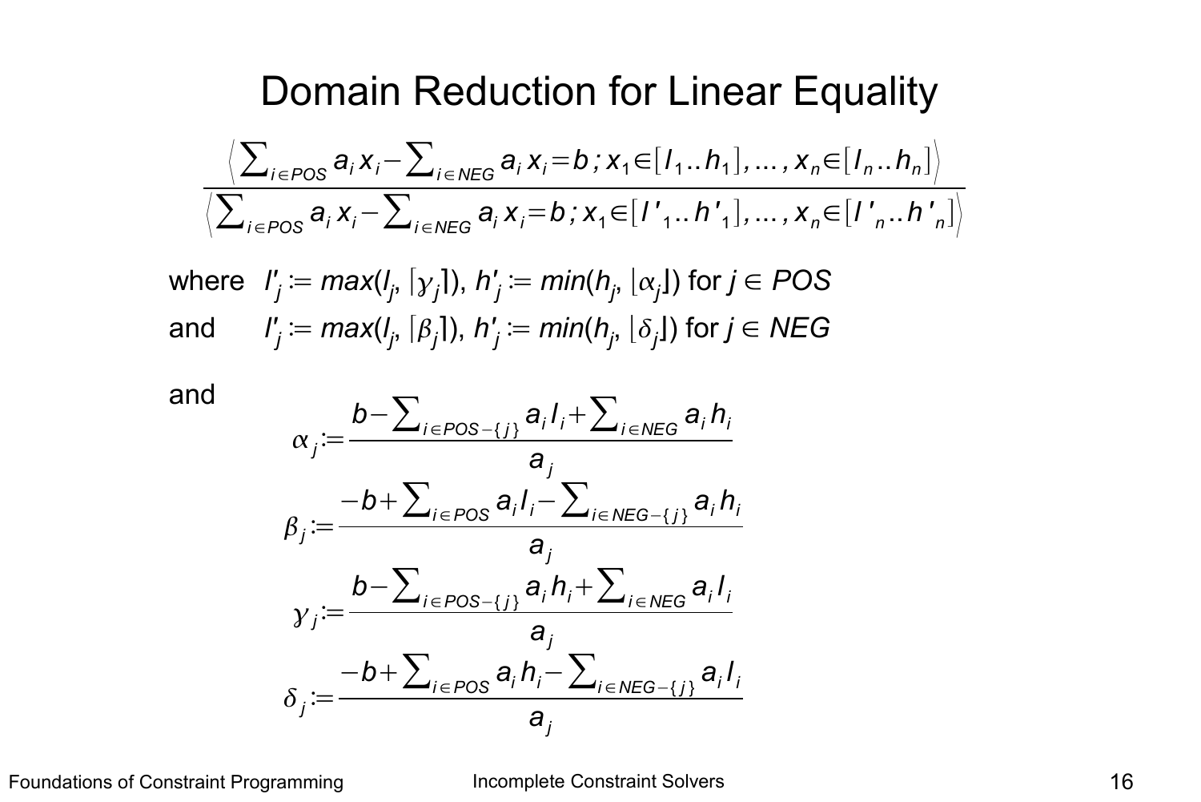# Domain Reduction for Linear Equality

$$\frac{\left\langle \sum_{i \in POS} a_i x_i - \sum_{i \in NEG} a_i x_i = b \,;\, x_1 \in [l_1..h_1], \ldots, x_n \in [l_n..h_n] \right\rangle}{\left\langle \sum_{i \in POS} a_i x_i - \sum_{i \in NEG} a_i x_i = b \,;\, x_1 \in [l'_1..h'_1], \ldots, x_n \in [l'_n..h'_n] \right\rangle}$$

where $l'_j := max(l_j, \lceil \gamma_j \rceil)$, $h'_j := min(h_j, \lfloor \alpha_j \rfloor)$ for $j \in POS$

and $l'_j := max(l_j, \lceil \beta_j \rceil)$, $h'_j := min(h_j, \lfloor \delta_j \rfloor)$ for $j \in NEG$

and

$$\alpha_j := \frac{b - \sum_{i \in POS - \{j\}} a_i l_i + \sum_{i \in NEG} a_i h_i}{a_j}$$

$$\beta_j := \frac{-b + \sum_{i \in POS} a_i l_i - \sum_{i \in NEG - \{j\}} a_i h_i}{a_j}$$

$$\gamma_j := \frac{b - \sum_{i \in POS - \{j\}} a_i h_i + \sum_{i \in NEG} a_i l_i}{a_j}$$

$$\delta_j := \frac{-b + \sum_{i \in POS} a_i h_i - \sum_{i \in NEG - \{j\}} a_i l_i}{a_j}$$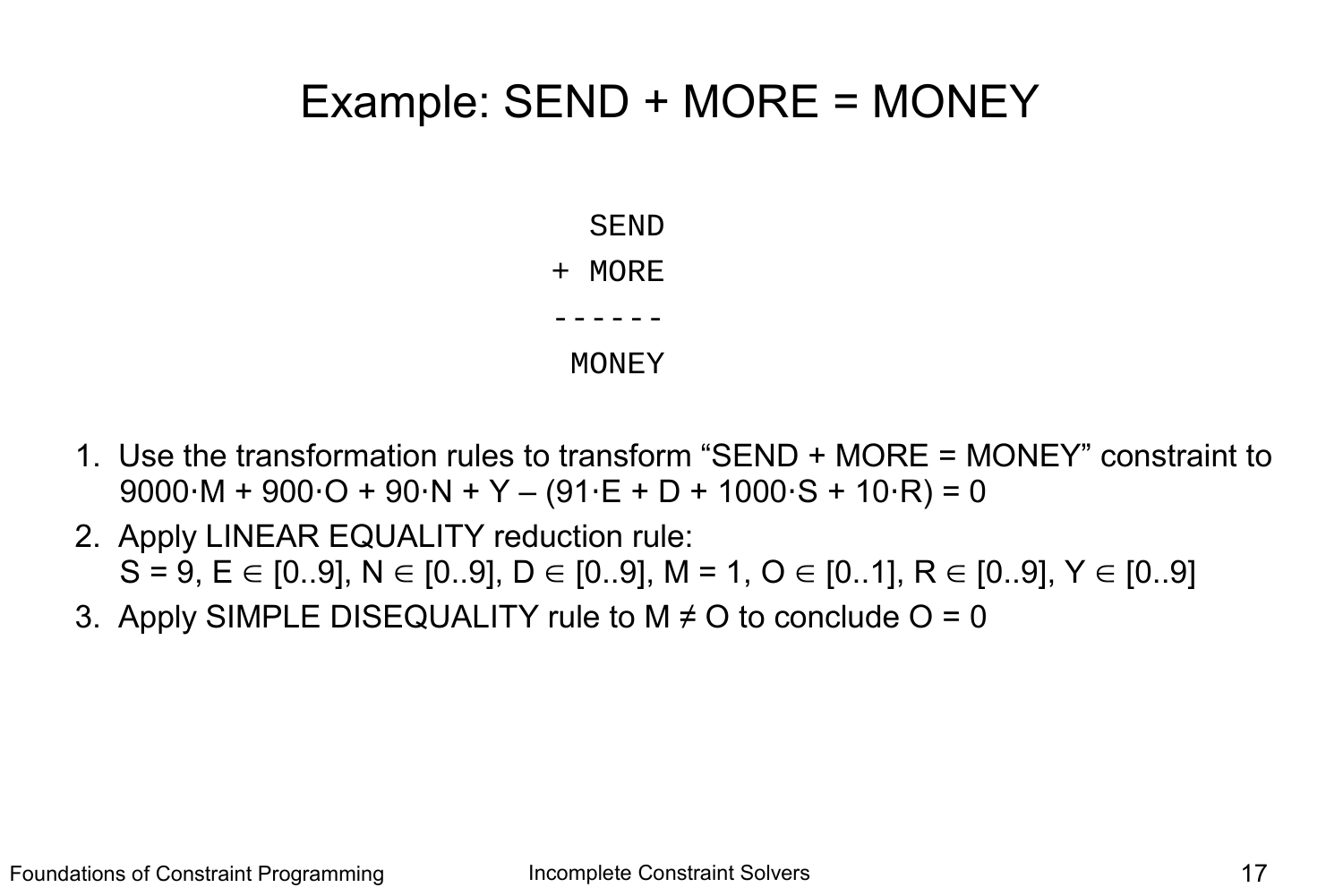# Example: SEND + MORE = MONEY

```
  SEND
+ MORE
------
 MONEY
```

1. Use the transformation rules to transform "SEND + MORE = MONEY" constraint to $9000 \cdot M + 900 \cdot O + 90 \cdot N + Y - (91 \cdot E + D + 1000 \cdot S + 10 \cdot R) = 0$
2. Apply LINEAR EQUALITY reduction rule:
   $S = 9$, $E \in [0..9]$, $N \in [0..9]$, $D \in [0..9]$, $M = 1$, $O \in [0..1]$, $R \in [0..9]$, $Y \in [0..9]$
3. Apply SIMPLE DISEQUALITY rule to $M \neq O$ to conclude $O = 0$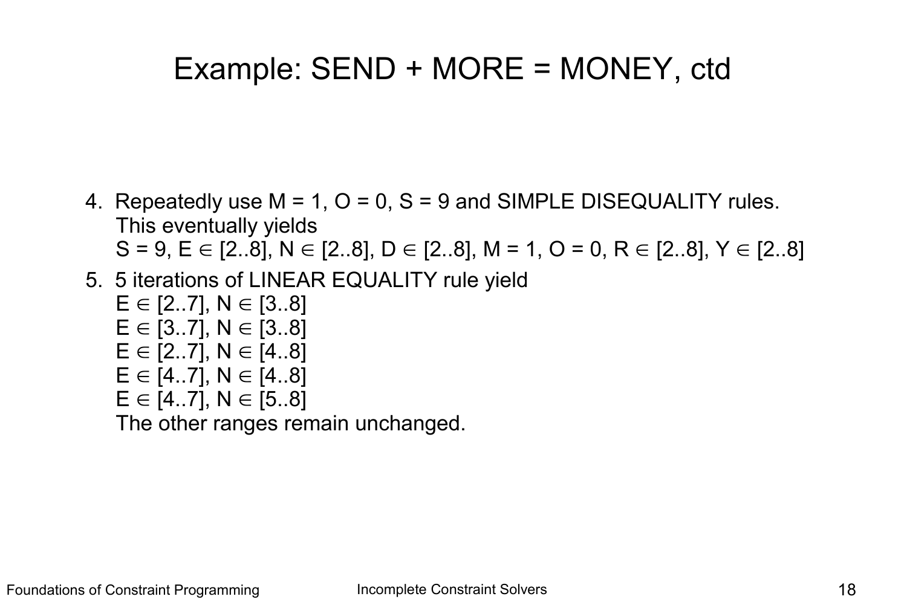# Example: SEND + MORE = MONEY, ctd

4. Repeatedly use M = 1, O = 0, S = 9 and SIMPLE DISEQUALITY rules. This eventually yields
   S = 9, $E \in [2..8]$, $N \in [2..8]$, $D \in [2..8]$, M = 1, O = 0, $R \in [2..8]$, $Y \in [2..8]$
5. 5 iterations of LINEAR EQUALITY rule yield
   $E \in [2..7]$, $N \in [3..8]$
   $E \in [3..7]$, $N \in [3..8]$
   $E \in [2..7]$, $N \in [4..8]$
   $E \in [4..7]$, $N \in [4..8]$
   $E \in [4..7]$, $N \in [5..8]$
   The other ranges remain unchanged.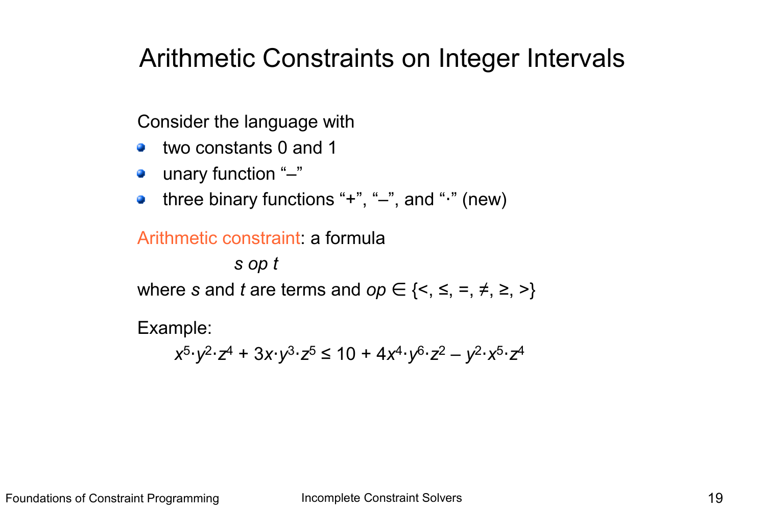# Arithmetic Constraints on Integer Intervals

Consider the language with

- two constants 0 and 1
- unary function "–"
- three binary functions "+", "–", and "·" (new)

Arithmetic constraint: a formula

$$s \; op \; t$$

where $s$ and $t$ are terms and $op \in \{<, \leq, =, \neq, \geq, >\}$

Example:

$$x^5 \cdot y^2 \cdot z^4 + 3x \cdot y^3 \cdot z^5 \leq 10 + 4x^4 \cdot y^6 \cdot z^2 - y^2 \cdot x^5 \cdot z^4$$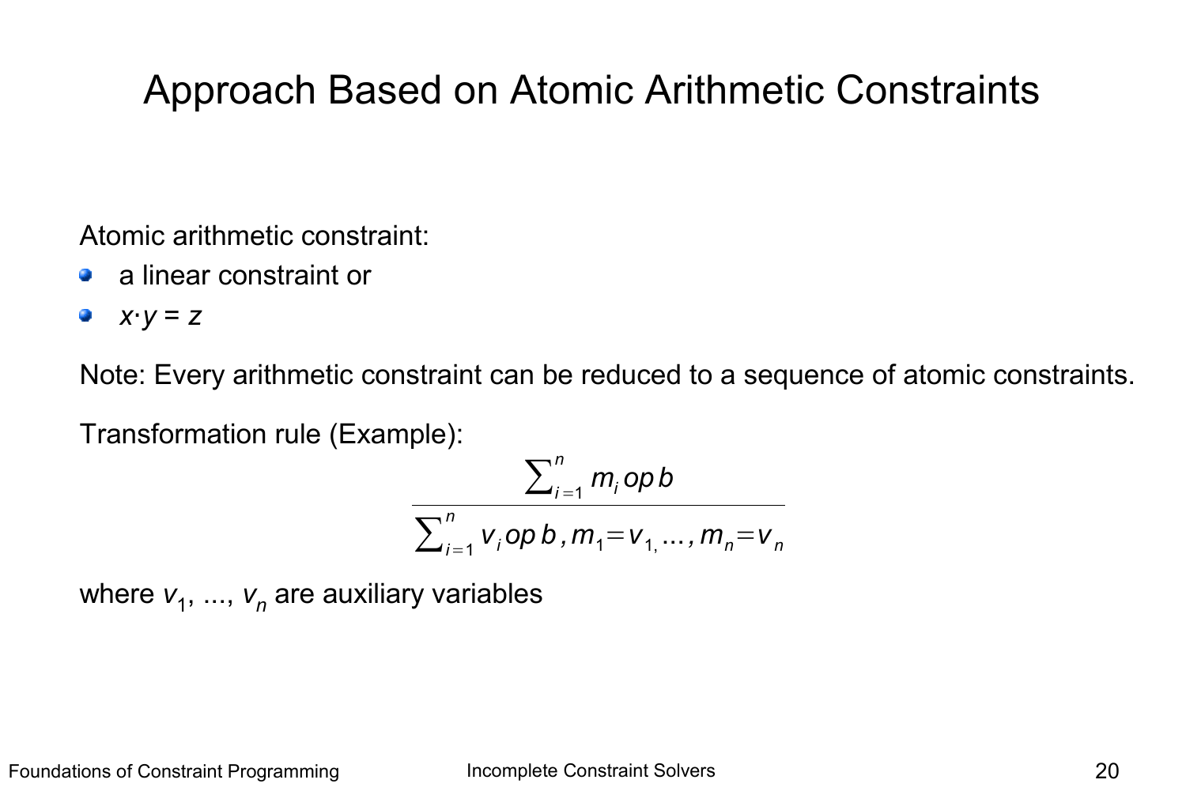# Approach Based on Atomic Arithmetic Constraints

Atomic arithmetic constraint:

- a linear constraint or
- $x \cdot y = z$

Note: Every arithmetic constraint can be reduced to a sequence of atomic constraints.

Transformation rule (Example):

$$\frac{\sum_{i=1}^{n} m_i \; op \; b}{\sum_{i=1}^{n} v_i \; op \; b, m_1 = v_1, \ldots, m_n = v_n}$$

where $v_1, \ldots, v_n$ are auxiliary variables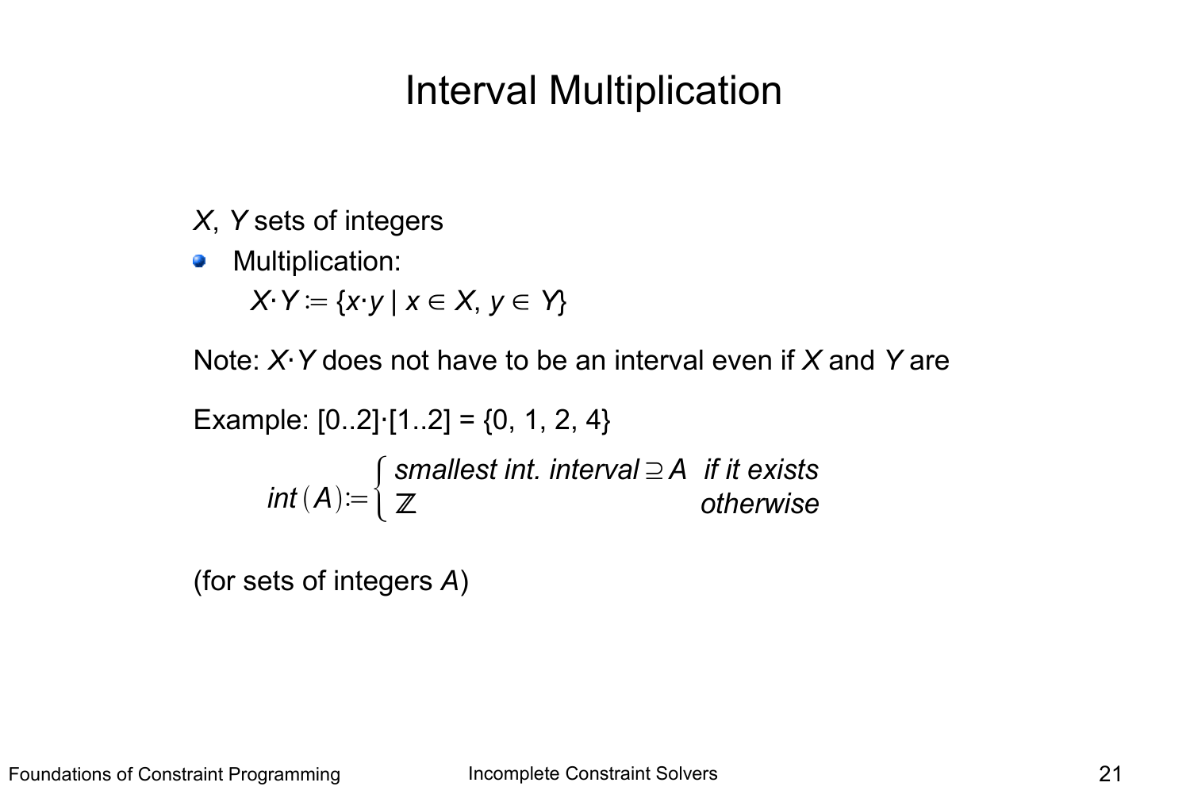# Interval Multiplication

$X$, $Y$ sets of integers

- Multiplication:

  $X \cdot Y := \{x \cdot y \mid x \in X, y \in Y\}$

Note: $X \cdot Y$ does not have to be an interval even if $X$ and $Y$ are

Example: $[0..2] \cdot [1..2] = \{0, 1, 2, 4\}$

$$int(A) := \begin{cases} \textit{smallest int. interval} \supseteq A & \textit{if it exists} \\ \mathbb{Z} & \textit{otherwise} \end{cases}$$

(for sets of integers $A$)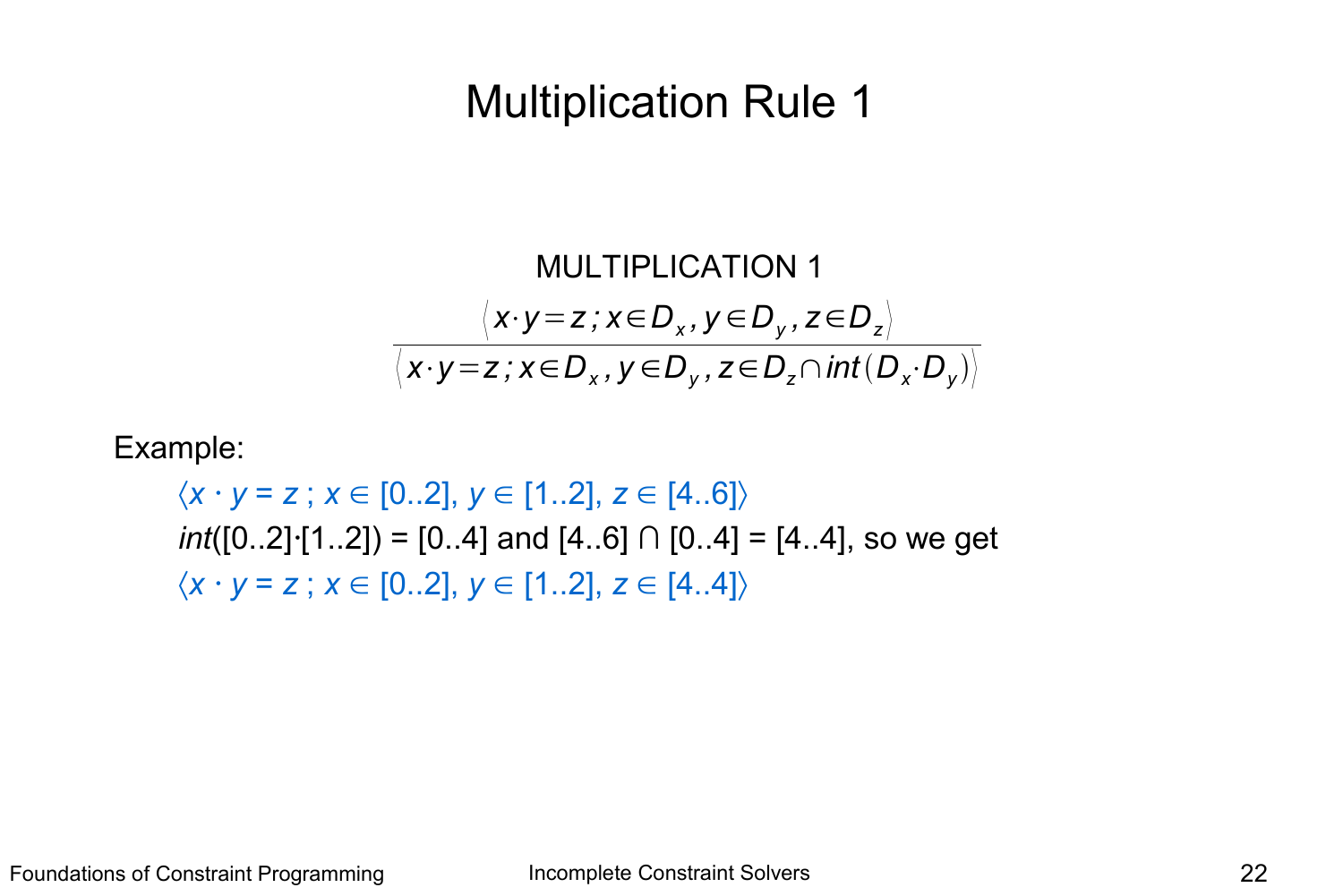# Multiplication Rule 1

MULTIPLICATION 1

$$\frac{\langle x \cdot y = z \,;\, x \in D_x, y \in D_y, z \in D_z \rangle}{\langle x \cdot y = z \,;\, x \in D_x, y \in D_y, z \in D_z \cap int(D_x \cdot D_y) \rangle}$$

Example:

$\langle x \cdot y = z \,;\, x \in [0..2], y \in [1..2], z \in [4..6] \rangle$

*int*([0..2]·[1..2]) = [0..4] and [4..6] ∩ [0..4] = [4..4], so we get

$\langle x \cdot y = z \,;\, x \in [0..2], y \in [1..2], z \in [4..4] \rangle$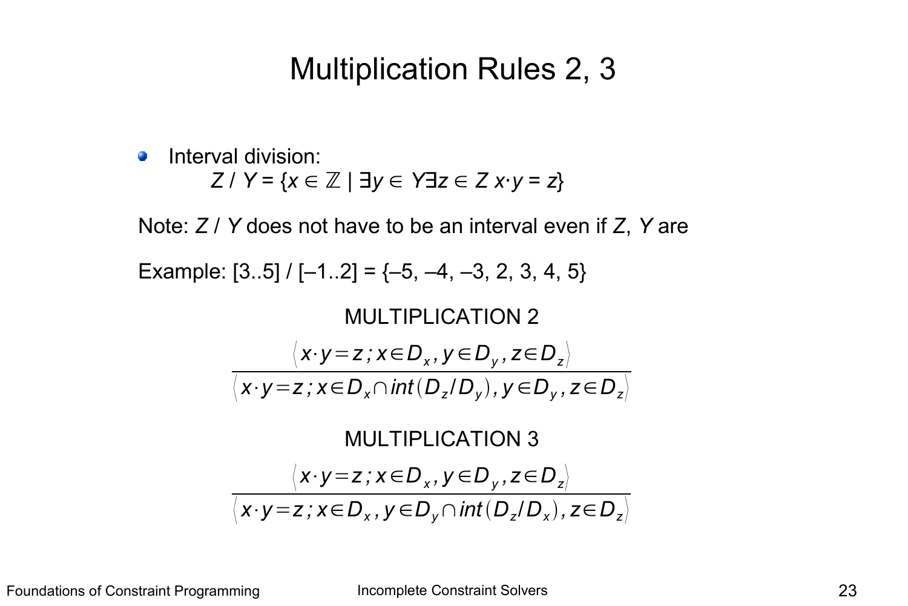# Multiplication Rules 2, 3

- Interval division:

  $Z \,/\, Y = \{x \in \mathbb{Z} \mid \exists y \in Y \exists z \in Z \; x \cdot y = z\}$

Note: $Z$ / $Y$ does not have to be an interval even if $Z$, $Y$ are

Example: [3..5] / [–1..2] = {–5, –4, –3, 2, 3, 4, 5}

MULTIPLICATION 2

$$\frac{\langle x \cdot y = z \,;\, x \in D_x, y \in D_y, z \in D_z \rangle}{\langle x \cdot y = z \,;\, x \in D_x \cap int(D_z / D_y), y \in D_y, z \in D_z \rangle}$$

MULTIPLICATION 3

$$\frac{\langle x \cdot y = z \,;\, x \in D_x, y \in D_y, z \in D_z \rangle}{\langle x \cdot y = z \,;\, x \in D_x, y \in D_y \cap int(D_z / D_x), z \in D_z \rangle}$$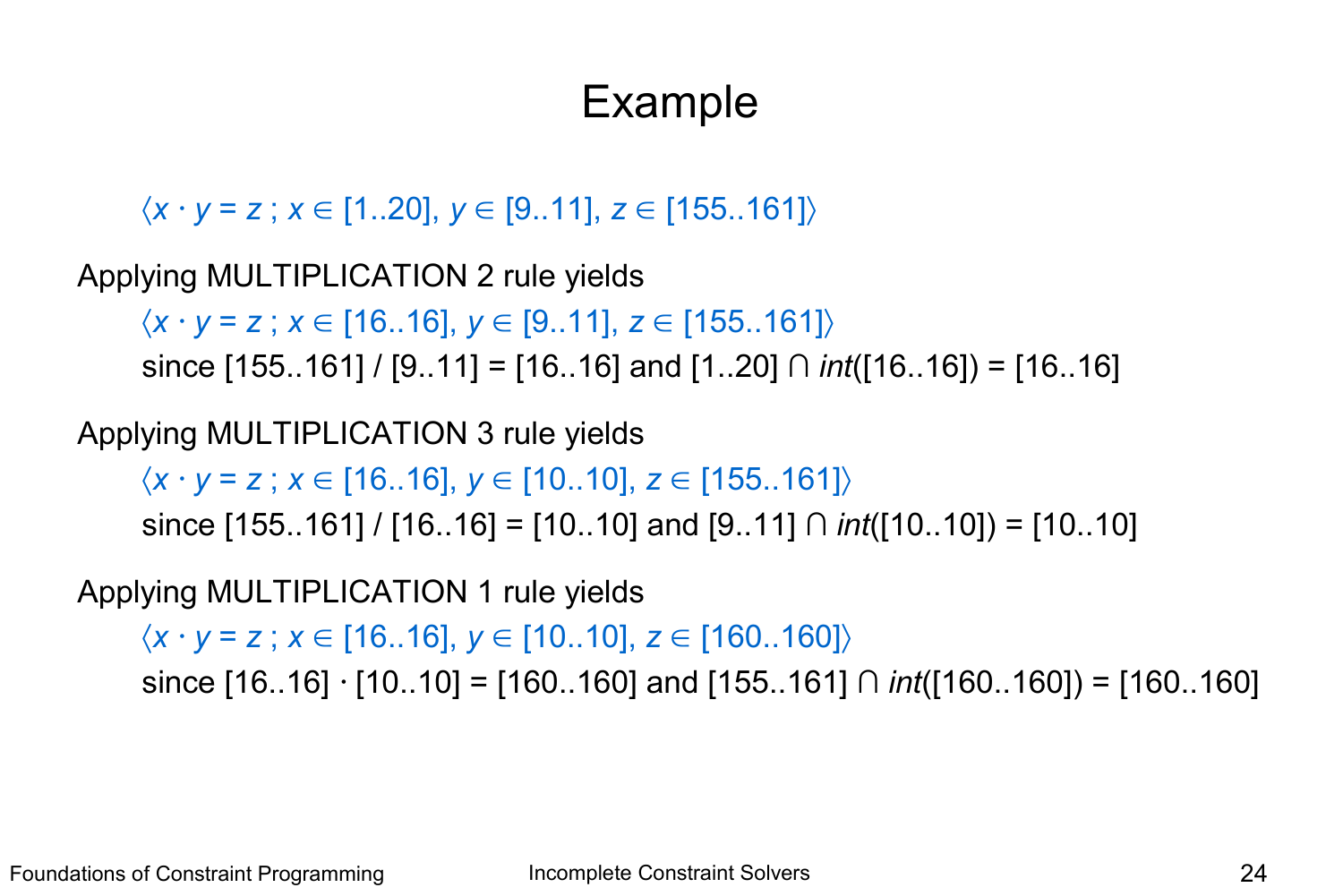# Example

$\langle x \cdot y = z \,;\, x \in [1..20],\ y \in [9..11],\ z \in [155..161] \rangle$

Applying MULTIPLICATION 2 rule yields

$\langle x \cdot y = z \,;\, x \in [16..16],\ y \in [9..11],\ z \in [155..161] \rangle$

since $[155..161] / [9..11] = [16..16]$ and $[1..20] \cap \mathit{int}([16..16]) = [16..16]$

Applying MULTIPLICATION 3 rule yields

$\langle x \cdot y = z \,;\, x \in [16..16],\ y \in [10..10],\ z \in [155..161] \rangle$

since $[155..161] / [16..16] = [10..10]$ and $[9..11] \cap \mathit{int}([10..10]) = [10..10]$

Applying MULTIPLICATION 1 rule yields

$\langle x \cdot y = z \,;\, x \in [16..16],\ y \in [10..10],\ z \in [160..160] \rangle$

since $[16..16] \cdot [10..10] = [160..160]$ and $[155..161] \cap \mathit{int}([160..160]) = [160..160]$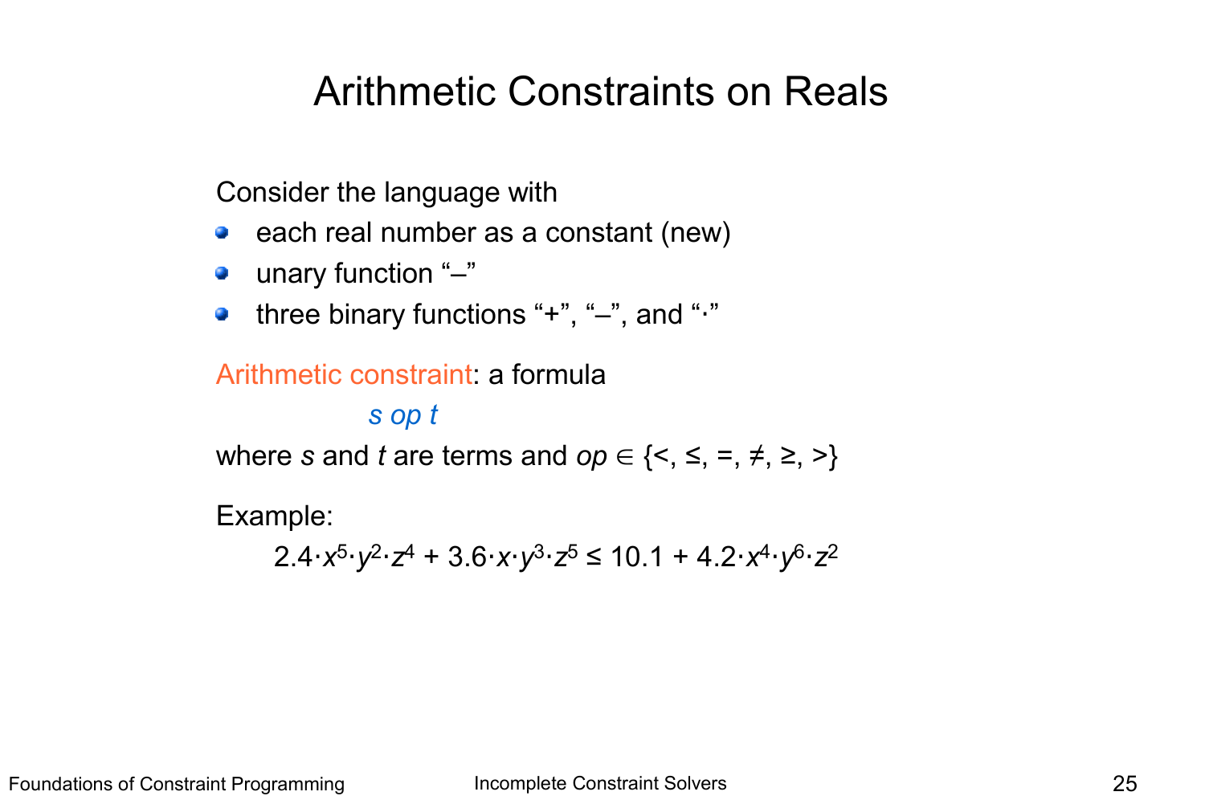# Arithmetic Constraints on Reals

Consider the language with

- each real number as a constant (new)
- unary function "–"
- three binary functions "+", "–", and "·"

Arithmetic constraint: a formula

$$s \ op \ t$$

where $s$ and $t$ are terms and $op \in \{<, \leq, =, \neq, \geq, >\}$

Example:

$$2.4 \cdot x^5 \cdot y^2 \cdot z^4 + 3.6 \cdot x \cdot y^3 \cdot z^5 \leq 10.1 + 4.2 \cdot x^4 \cdot y^6 \cdot z^2$$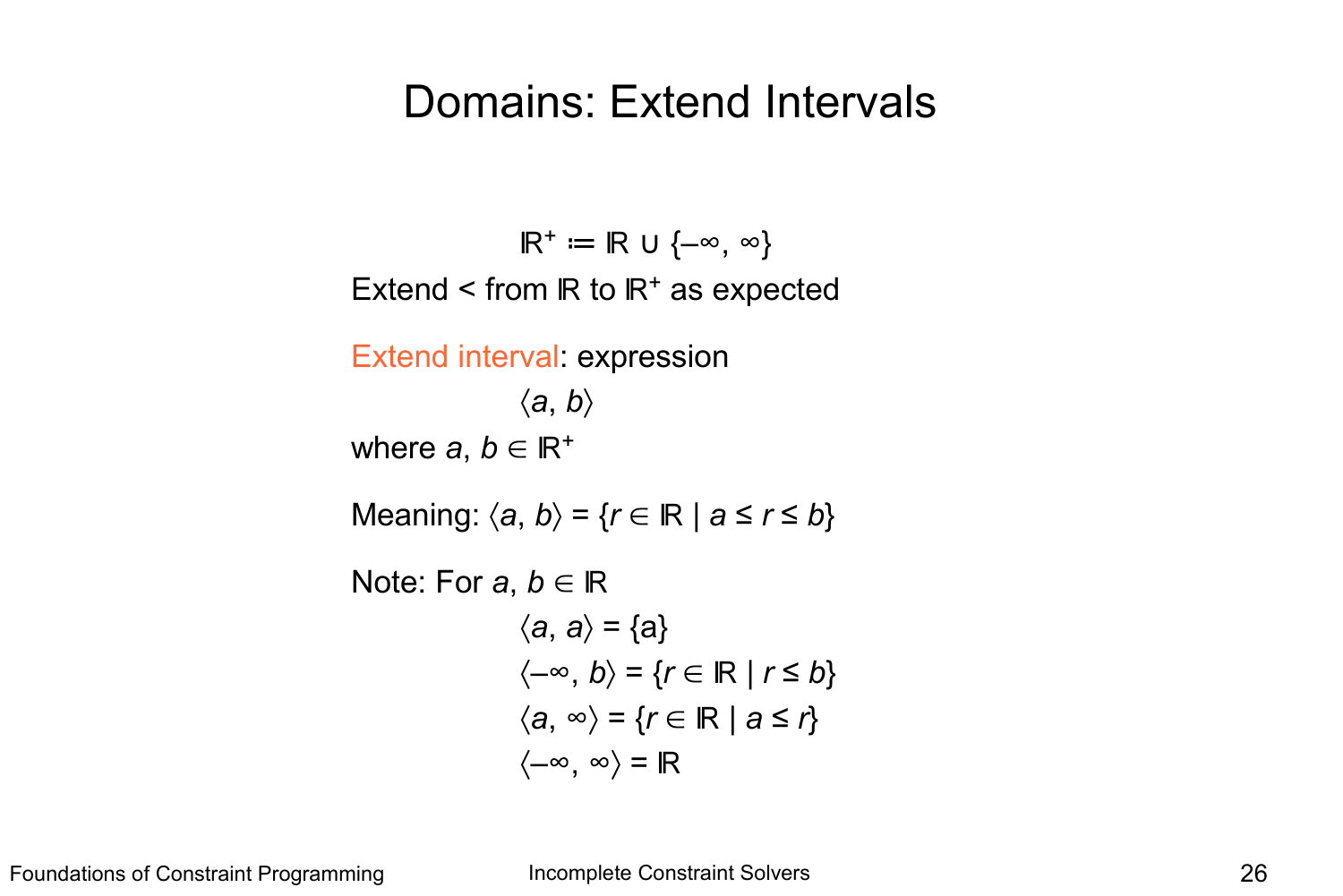# Domains: Extend Intervals

$$\mathbb{R}^+ \coloneqq \mathbb{R} \cup \{-\infty, \infty\}$$

Extend $<$ from $\mathbb{R}$ to $\mathbb{R}^+$ as expected

Extend interval: expression

$$\langle a, b \rangle$$

where $a, b \in \mathbb{R}^+$

Meaning: $\langle a, b \rangle = \{r \in \mathbb{R} \mid a \leq r \leq b\}$

Note: For $a, b \in \mathbb{R}$

$$\langle a, a \rangle = \{a\}$$

$$\langle -\infty, b \rangle = \{r \in \mathbb{R} \mid r \leq b\}$$

$$\langle a, \infty \rangle = \{r \in \mathbb{R} \mid a \leq r\}$$

$$\langle -\infty, \infty \rangle = \mathbb{R}$$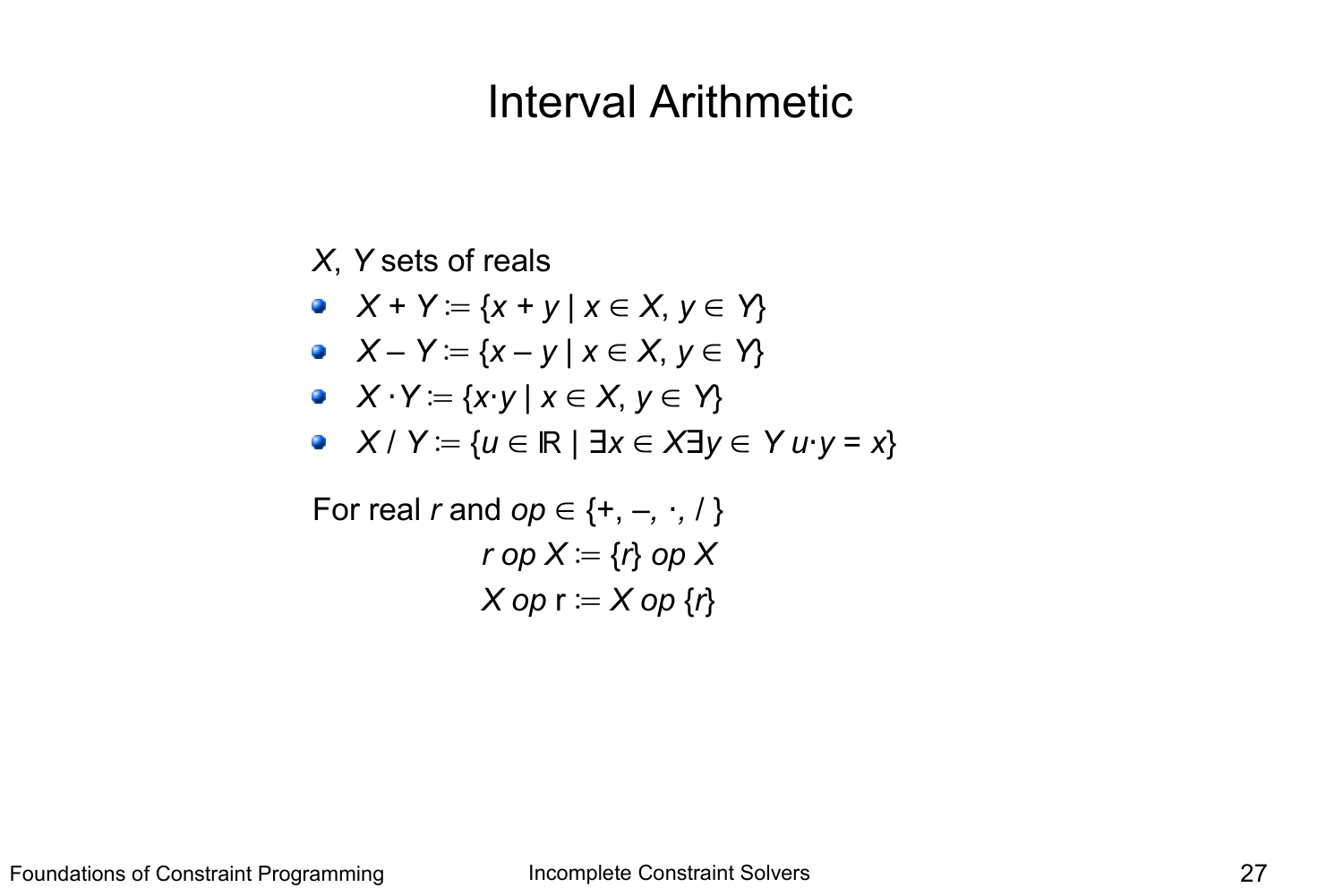# Interval Arithmetic

$X$, $Y$ sets of reals

- $X + Y := \{x + y \mid x \in X, y \in Y\}$
- $X - Y := \{x - y \mid x \in X, y \in Y\}$
- $X \cdot Y := \{x \cdot y \mid x \in X, y \in Y\}$
- $X \,/\, Y := \{u \in \mathbb{R} \mid \exists x \in X \exists y \in Y \; u \cdot y = x\}$

For real $r$ and $op \in \{+, -, \cdot, /\}$

$$r \; op \; X := \{r\} \; op \; X$$

$$X \; op \; \mathrm{r} := X \; op \; \{r\}$$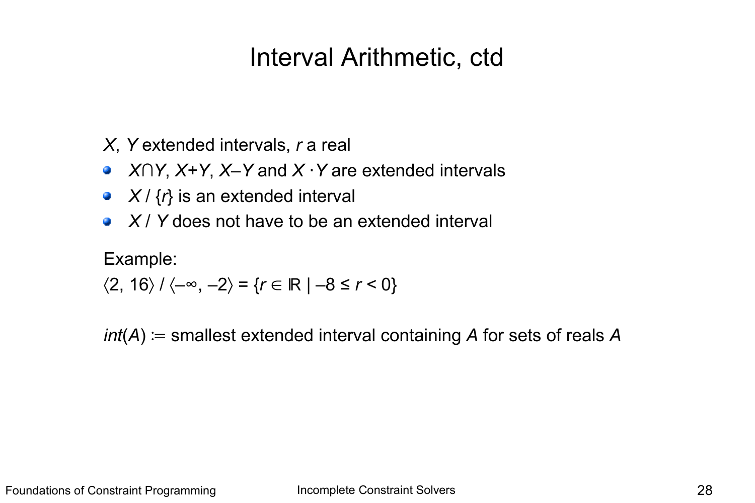# Interval Arithmetic, ctd

$X$, $Y$ extended intervals, $r$ a real

- $X \cap Y$, $X+Y$, $X-Y$ and $X \cdot Y$ are extended intervals
- $X / \{r\}$ is an extended interval
- $X / Y$ does not have to be an extended interval

Example:

$\langle 2, 16 \rangle / \langle -\infty, -2 \rangle = \{r \in \mathbb{R} \mid -8 \leq r < 0\}$

$int(A) \coloneqq$ smallest extended interval containing $A$ for sets of reals $A$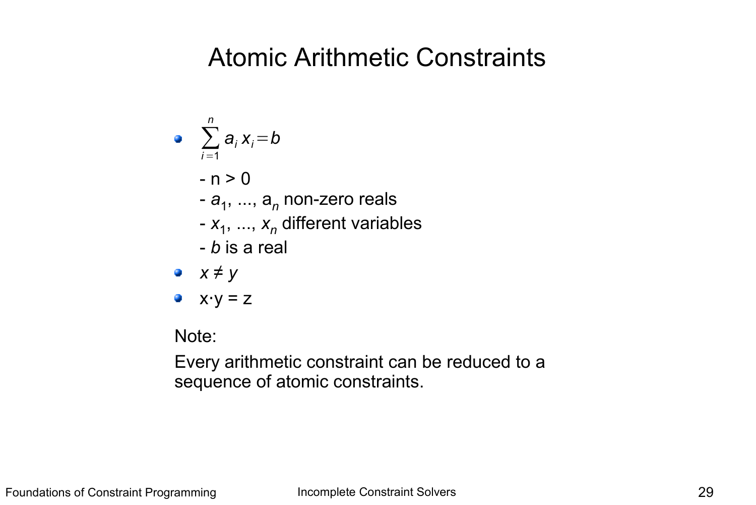# Atomic Arithmetic Constraints

- $\sum_{i=1}^{n} a_i x_i = b$
  - $n > 0$
  - $a_1, ..., a_n$ non-zero reals
  - $x_1, ..., x_n$ different variables
  - $b$ is a real
- $x \neq y$
- $x \cdot y = z$

Note:

Every arithmetic constraint can be reduced to a sequence of atomic constraints.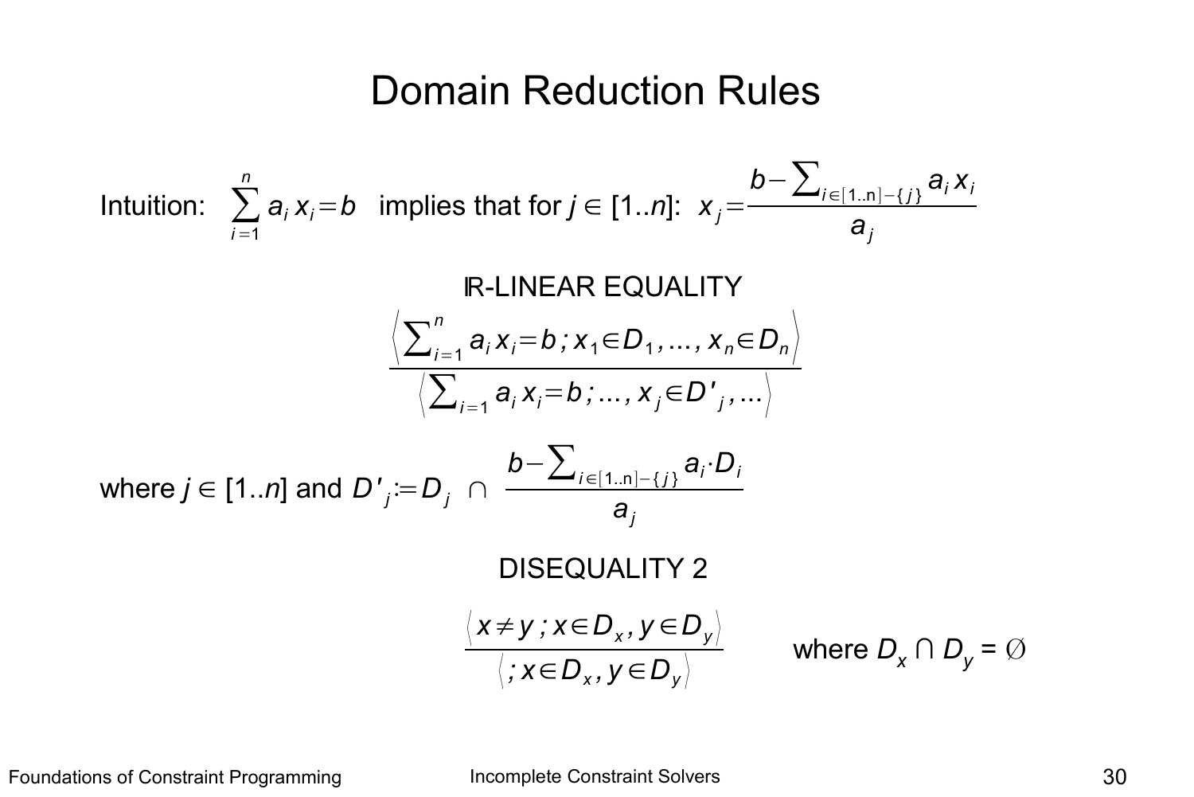# Domain Reduction Rules

Intuition: $\sum_{i=1}^{n} a_i x_i = b$ implies that for $j \in [1..n]$: $x_j = \dfrac{b - \sum_{i \in [1..n]-\{j\}} a_i x_i}{a_j}$

ℝ-LINEAR EQUALITY

$$\frac{\left\langle \sum_{i=1}^{n} a_i x_i = b \,;\, x_1 \in D_1, \ldots, x_n \in D_n \right\rangle}{\left\langle \sum_{i=1} a_i x_i = b \,;\, \ldots, x_j \in D'_j, \ldots \right\rangle}$$

where $j \in [1..n]$ and $D'_j := D_j \;\cap\; \dfrac{b - \sum_{i \in [1..n]-\{j\}} a_i \cdot D_i}{a_j}$

DISEQUALITY 2

$$\frac{\left\langle x \neq y \,;\, x \in D_x, y \in D_y \right\rangle}{\left\langle \,;\, x \in D_x, y \in D_y \right\rangle}$$

where $D_x \cap D_y = \emptyset$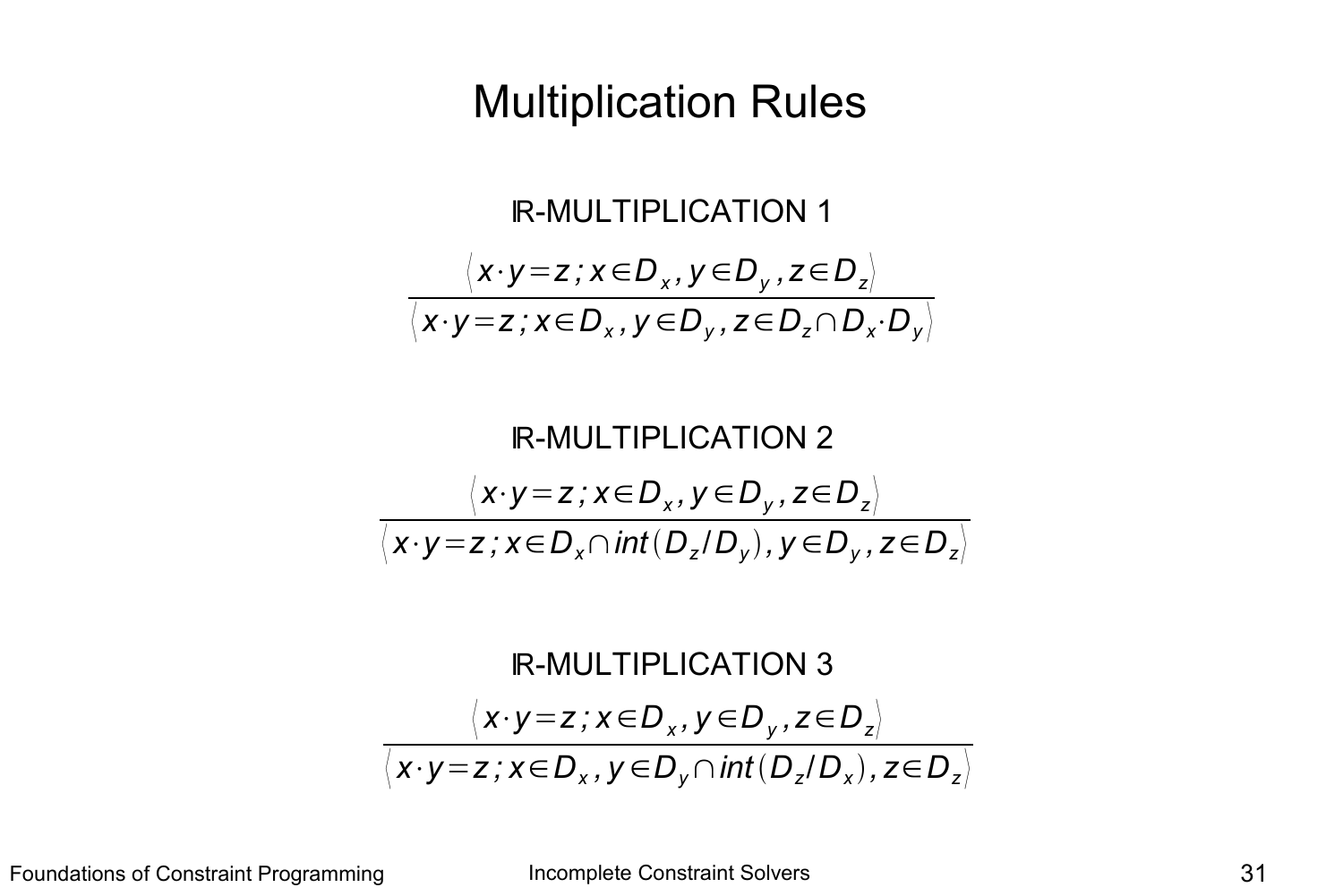# Multiplication Rules

ℝ-MULTIPLICATION 1

$$\frac{\langle x \cdot y = z \,;\, x \in D_x ,\, y \in D_y ,\, z \in D_z \rangle}{\langle x \cdot y = z \,;\, x \in D_x ,\, y \in D_y ,\, z \in D_z \cap D_x \cdot D_y \rangle}$$

ℝ-MULTIPLICATION 2

$$\frac{\langle x \cdot y = z \,;\, x \in D_x ,\, y \in D_y ,\, z \in D_z \rangle}{\langle x \cdot y = z \,;\, x \in D_x \cap int(D_z / D_y),\, y \in D_y ,\, z \in D_z \rangle}$$

ℝ-MULTIPLICATION 3

$$\frac{\langle x \cdot y = z \,;\, x \in D_x ,\, y \in D_y ,\, z \in D_z \rangle}{\langle x \cdot y = z \,;\, x \in D_x ,\, y \in D_y \cap int(D_z / D_x),\, z \in D_z \rangle}$$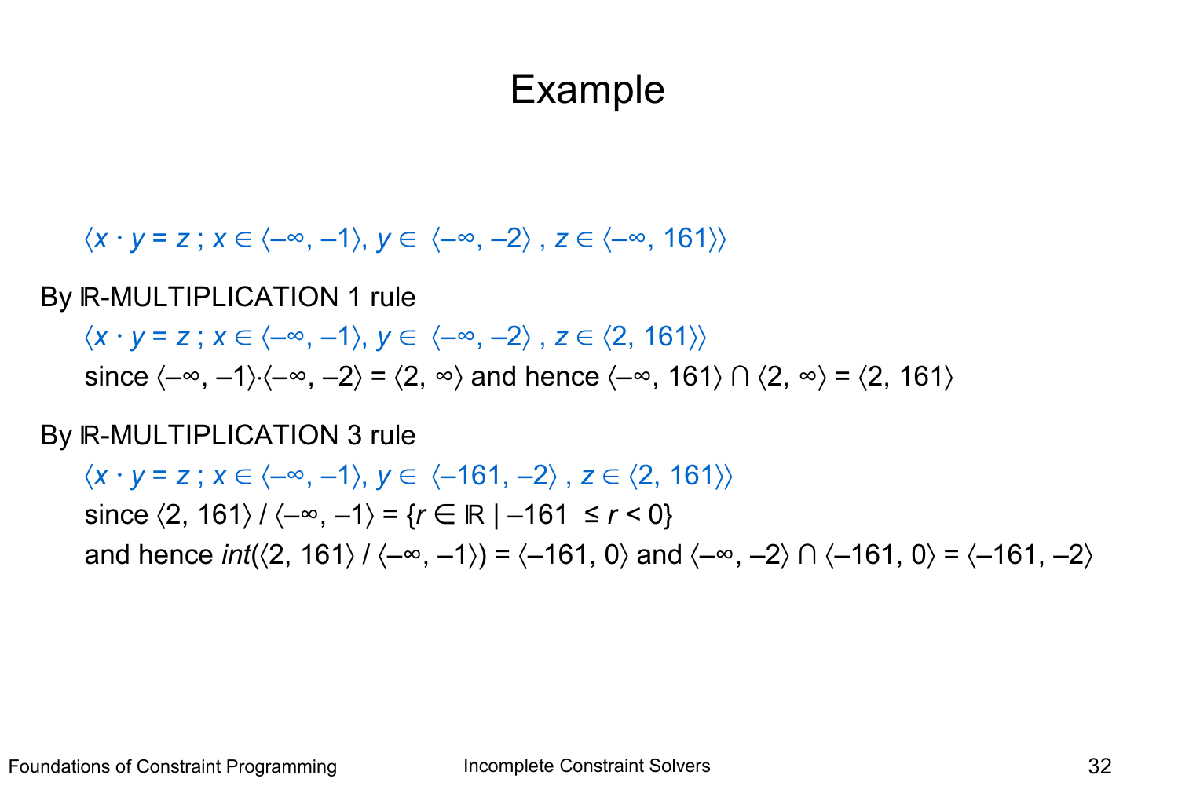# Example

$\langle x \cdot y = z \,;\, x \in \langle -\infty, -1\rangle,\, y \in \langle -\infty, -2\rangle,\, z \in \langle -\infty, 161\rangle\rangle$

By $\mathbb{R}$-MULTIPLICATION 1 rule

$\langle x \cdot y = z \,;\, x \in \langle -\infty, -1\rangle,\, y \in \langle -\infty, -2\rangle,\, z \in \langle 2, 161\rangle\rangle$

since $\langle -\infty, -1\rangle \cdot \langle -\infty, -2\rangle = \langle 2, \infty\rangle$ and hence $\langle -\infty, 161\rangle \cap \langle 2, \infty\rangle = \langle 2, 161\rangle$

By $\mathbb{R}$-MULTIPLICATION 3 rule

$\langle x \cdot y = z \,;\, x \in \langle -\infty, -1\rangle,\, y \in \langle -161, -2\rangle,\, z \in \langle 2, 161\rangle\rangle$

since $\langle 2, 161\rangle / \langle -\infty, -1\rangle = \{r \in \mathbb{R} \mid -161 \le r < 0\}$

and hence $int(\langle 2, 161\rangle / \langle -\infty, -1\rangle) = \langle -161, 0\rangle$ and $\langle -\infty, -2\rangle \cap \langle -161, 0\rangle = \langle -161, -2\rangle$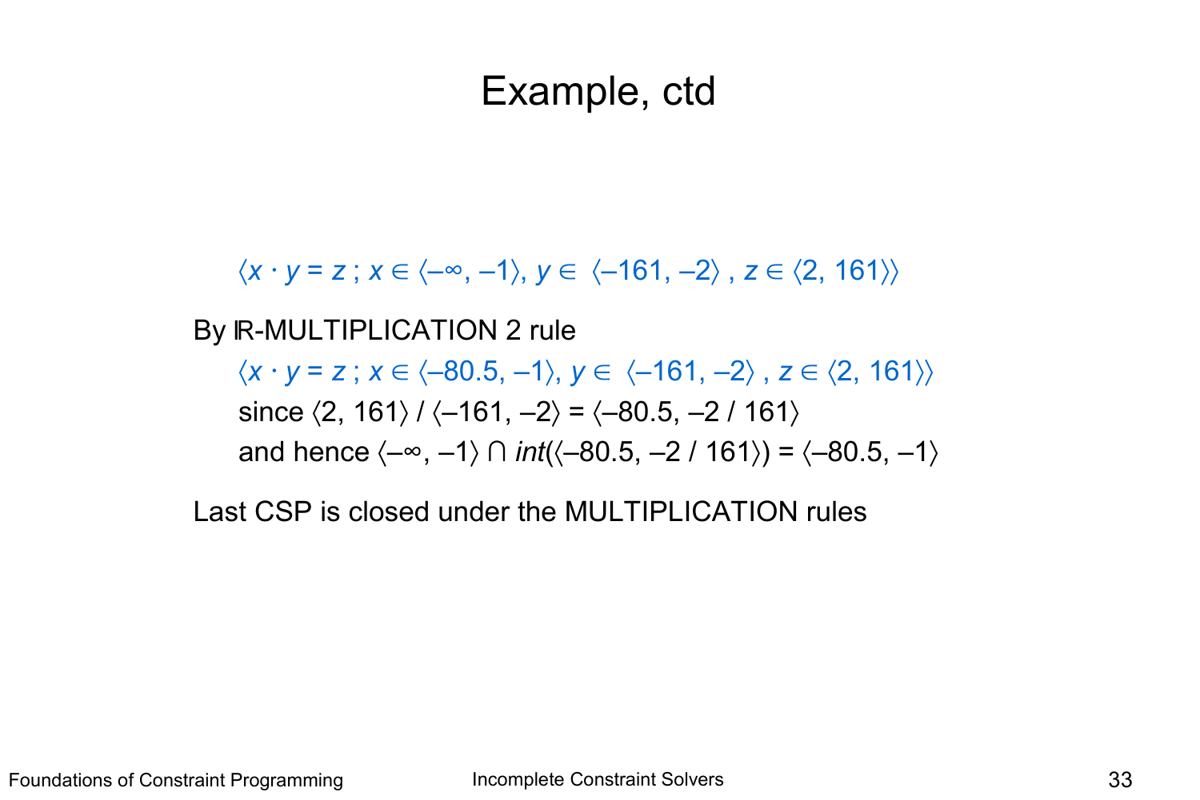# Example, ctd

$\langle x \cdot y = z \,;\, x \in \langle -\infty, -1\rangle, y \in \langle -161, -2\rangle, z \in \langle 2, 161\rangle\rangle$

By $\mathbb{R}$-MULTIPLICATION 2 rule

$\langle x \cdot y = z \,;\, x \in \langle -80.5, -1\rangle, y \in \langle -161, -2\rangle, z \in \langle 2, 161\rangle\rangle$

since $\langle 2, 161\rangle / \langle -161, -2\rangle = \langle -80.5, -2 / 161\rangle$

and hence $\langle -\infty, -1\rangle \cap \mathit{int}(\langle -80.5, -2 / 161\rangle) = \langle -80.5, -1\rangle$

Last CSP is closed under the MULTIPLICATION rules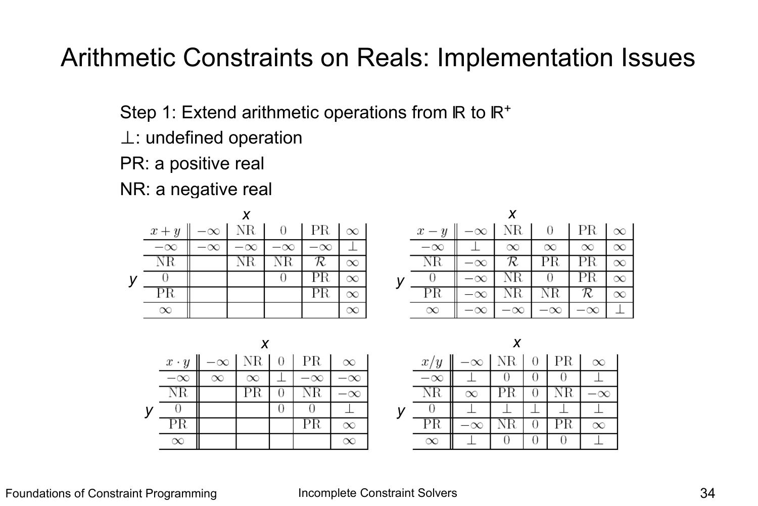# Arithmetic Constraints on Reals: Implementation Issues

Step 1: Extend arithmetic operations from $\mathbb{R}$ to $\mathbb{R}^+$

$\perp$: undefined operation

PR: a positive real

NR: a negative real

*x* (columns), *y* (rows)

| $x+y$ | $-\infty$ | NR | 0 | PR | $\infty$ |
|---|---|---|---|---|---|
| $-\infty$ | $-\infty$ | $-\infty$ | $-\infty$ | $-\infty$ | $\perp$ |
| NR | | NR | NR | $\mathcal{R}$ | $\infty$ |
| 0 | | | 0 | PR | $\infty$ |
| PR | | | | PR | $\infty$ |
| $\infty$ | | | | | $\infty$ |

*x* (columns), *y* (rows)

| $x-y$ | $-\infty$ | NR | 0 | PR | $\infty$ |
|---|---|---|---|---|---|
| $-\infty$ | $\perp$ | $\infty$ | $\infty$ | $\infty$ | $\infty$ |
| NR | $-\infty$ | $\mathcal{R}$ | PR | PR | $\infty$ |
| 0 | $-\infty$ | NR | 0 | PR | $\infty$ |
| PR | $-\infty$ | NR | NR | $\mathcal{R}$ | $\infty$ |
| $\infty$ | $-\infty$ | $-\infty$ | $-\infty$ | $-\infty$ | $\perp$ |

*x* (columns), *y* (rows)

| $x \cdot y$ | $-\infty$ | NR | 0 | PR | $\infty$ |
|---|---|---|---|---|---|
| $-\infty$ | $\infty$ | $\infty$ | $\perp$ | $-\infty$ | $-\infty$ |
| NR | | PR | 0 | NR | $-\infty$ |
| 0 | | | 0 | 0 | $\perp$ |
| PR | | | | PR | $\infty$ |
| $\infty$ | | | | | $\infty$ |

*x* (columns), *y* (rows)

| $x/y$ | $-\infty$ | NR | 0 | PR | $\infty$ |
|---|---|---|---|---|---|
| $-\infty$ | $\perp$ | 0 | 0 | 0 | $\perp$ |
| NR | $\infty$ | PR | 0 | NR | $-\infty$ |
| 0 | $\perp$ | $\perp$ | $\perp$ | $\perp$ | $\perp$ |
| PR | $-\infty$ | NR | 0 | PR | $\infty$ |
| $\infty$ | $\perp$ | 0 | 0 | 0 | $\perp$ |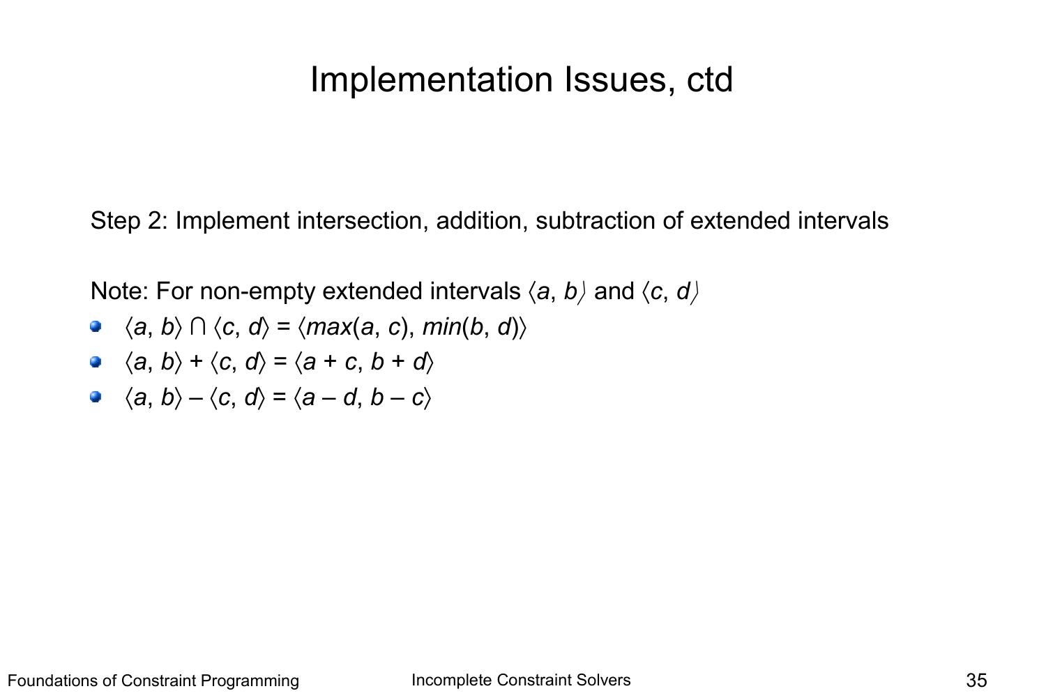# Implementation Issues, ctd

Step 2: Implement intersection, addition, subtraction of extended intervals

Note: For non-empty extended intervals $\langle a, b \rangle$ and $\langle c, d \rangle$

- $\langle a, b \rangle \cap \langle c, d \rangle = \langle max(a, c), min(b, d) \rangle$
- $\langle a, b \rangle + \langle c, d \rangle = \langle a + c, b + d \rangle$
- $\langle a, b \rangle - \langle c, d \rangle = \langle a - d, b - c \rangle$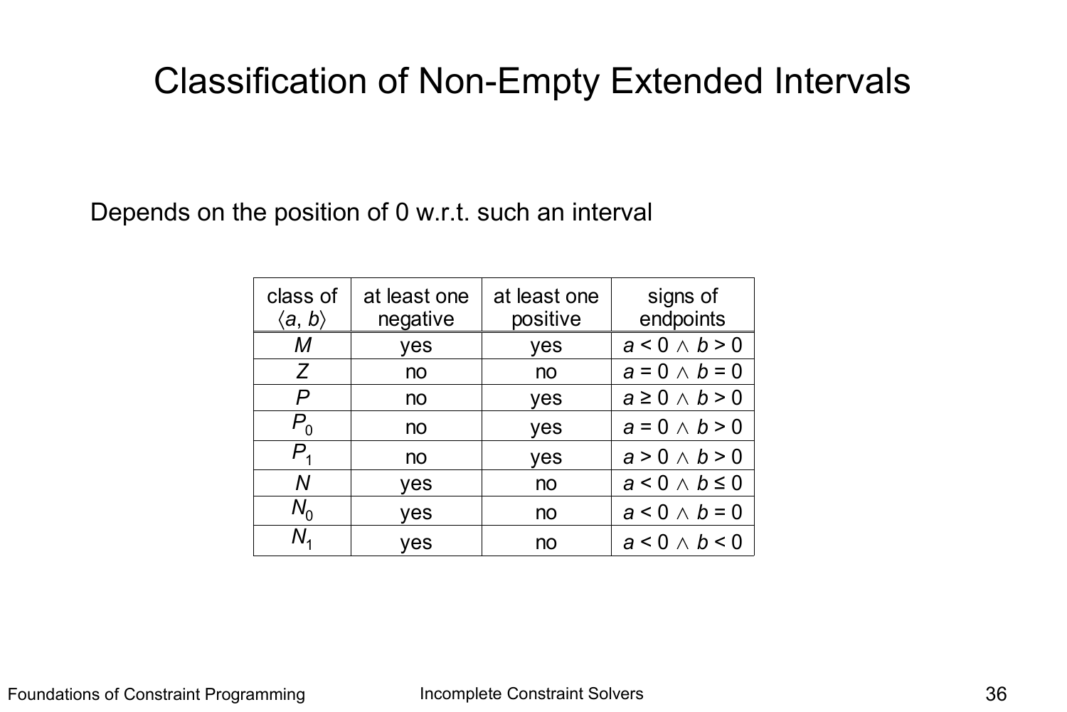# Classification of Non-Empty Extended Intervals

Depends on the position of 0 w.r.t. such an interval

| class of $\langle a, b \rangle$ | at least one negative | at least one positive | signs of endpoints |
|---|---|---|---|
| $M$ | yes | yes | $a < 0 \wedge b > 0$ |
| $Z$ | no | no | $a = 0 \wedge b = 0$ |
| $P$ | no | yes | $a \geq 0 \wedge b > 0$ |
| $P_0$ | no | yes | $a = 0 \wedge b > 0$ |
| $P_1$ | no | yes | $a > 0 \wedge b > 0$ |
| $N$ | yes | no | $a < 0 \wedge b \leq 0$ |
| $N_0$ | yes | no | $a < 0 \wedge b = 0$ |
| $N_1$ | yes | no | $a < 0 \wedge b < 0$ |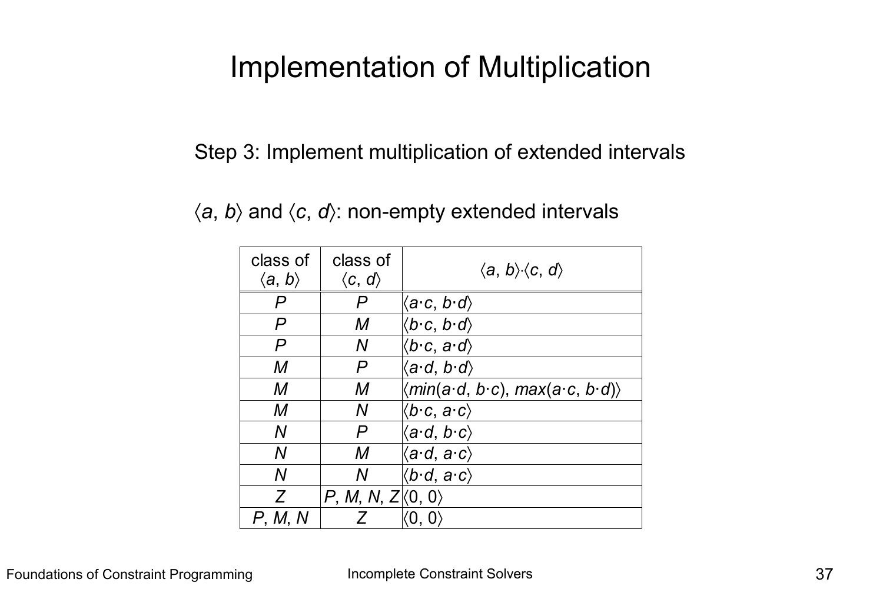# Implementation of Multiplication

Step 3: Implement multiplication of extended intervals

$\langle a, b\rangle$ and $\langle c, d\rangle$: non-empty extended intervals

| class of $\langle a, b\rangle$ | class of $\langle c, d\rangle$ | $\langle a, b\rangle \cdot \langle c, d\rangle$ |
|---|---|---|
| $P$ | $P$ | $\langle a \cdot c, b \cdot d\rangle$ |
| $P$ | $M$ | $\langle b \cdot c, b \cdot d\rangle$ |
| $P$ | $N$ | $\langle b \cdot c, a \cdot d\rangle$ |
| $M$ | $P$ | $\langle a \cdot d, b \cdot d\rangle$ |
| $M$ | $M$ | $\langle min(a \cdot d, b \cdot c), max(a \cdot c, b \cdot d)\rangle$ |
| $M$ | $N$ | $\langle b \cdot c, a \cdot c\rangle$ |
| $N$ | $P$ | $\langle a \cdot d, b \cdot c\rangle$ |
| $N$ | $M$ | $\langle a \cdot d, a \cdot c\rangle$ |
| $N$ | $N$ | $\langle b \cdot d, a \cdot c\rangle$ |
| $Z$ | $P$, $M$, $N$, $Z$ | $\langle 0, 0\rangle$ |
| $P$, $M$, $N$ | $Z$ | $\langle 0, 0\rangle$ |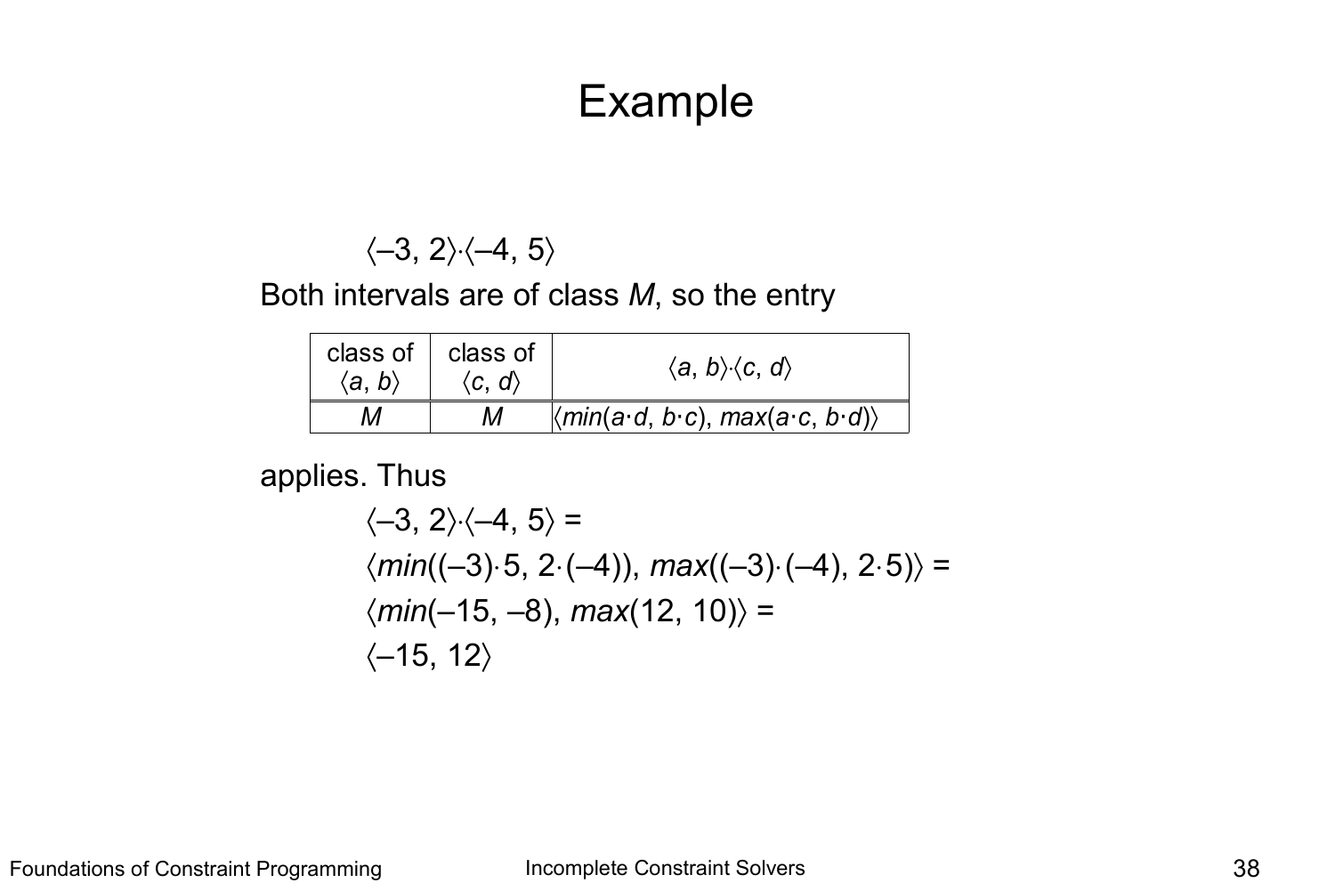# Example

$$\langle -3, 2\rangle \cdot \langle -4, 5\rangle$$

Both intervals are of class *M*, so the entry

| class of $\langle a, b\rangle$ | class of $\langle c, d\rangle$ | $\langle a, b\rangle \cdot \langle c, d\rangle$ |
|---|---|---|
| *M* | *M* | $\langle min(a \cdot d, b \cdot c), max(a \cdot c, b \cdot d)\rangle$ |

applies. Thus

$$\langle -3, 2\rangle \cdot \langle -4, 5\rangle =$$

$$\langle min((-3) \cdot 5, 2 \cdot (-4)), max((-3) \cdot (-4), 2 \cdot 5)\rangle =$$

$$\langle min(-15, -8), max(12, 10)\rangle =$$

$$\langle -15, 12\rangle$$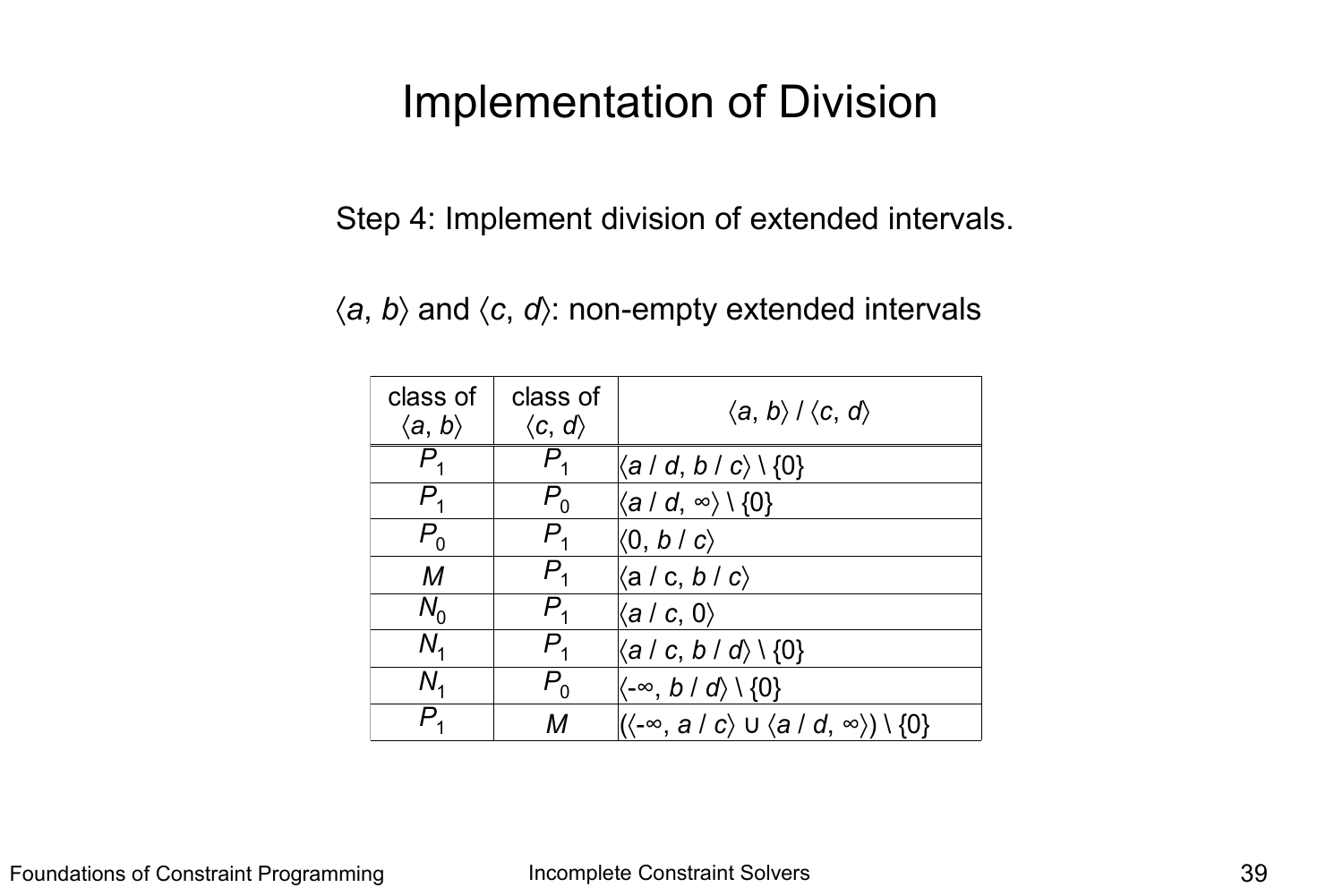# Implementation of Division

Step 4: Implement division of extended intervals.

$\langle a, b \rangle$ and $\langle c, d \rangle$: non-empty extended intervals

| class of $\langle a, b \rangle$ | class of $\langle c, d \rangle$ | $\langle a, b \rangle / \langle c, d \rangle$ |
|---|---|---|
| $P_1$ | $P_1$ | $\langle a / d, b / c \rangle \setminus \{0\}$ |
| $P_1$ | $P_0$ | $\langle a / d, \infty \rangle \setminus \{0\}$ |
| $P_0$ | $P_1$ | $\langle 0, b / c \rangle$ |
| $M$ | $P_1$ | $\langle a / c, b / c \rangle$ |
| $N_0$ | $P_1$ | $\langle a / c, 0 \rangle$ |
| $N_1$ | $P_1$ | $\langle a / c, b / d \rangle \setminus \{0\}$ |
| $N_1$ | $P_0$ | $\langle -\infty, b / d \rangle \setminus \{0\}$ |
| $P_1$ | $M$ | $(\langle -\infty, a / c \rangle \cup \langle a / d, \infty \rangle) \setminus \{0\}$ |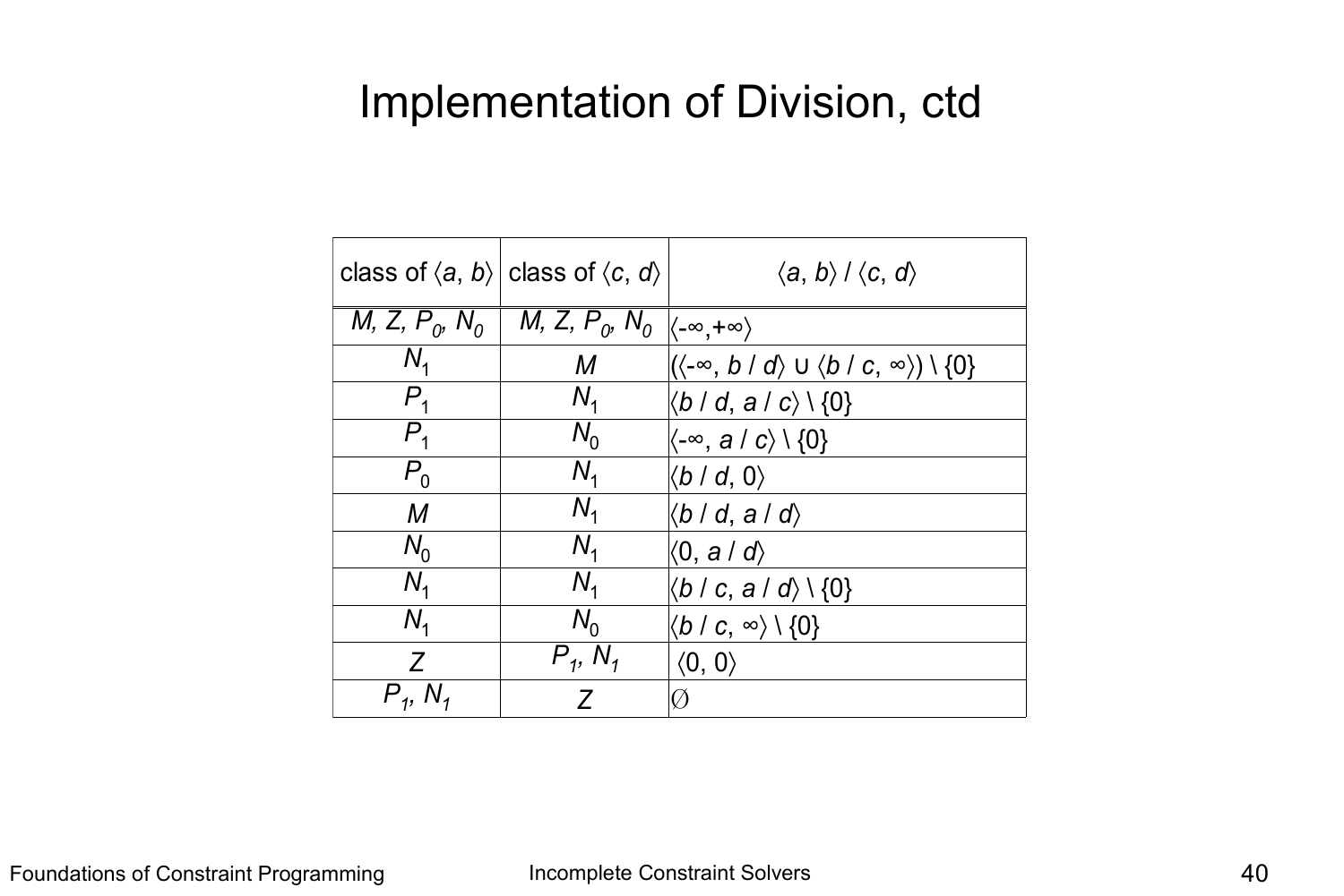# Implementation of Division, ctd

| class of $\langle a, b\rangle$ | class of $\langle c, d\rangle$ | $\langle a, b\rangle / \langle c, d\rangle$ |
|---|---|---|
| $M, Z, P_0, N_0$ | $M, Z, P_0, N_0$ | $\langle -\infty, +\infty\rangle$ |
| $N_1$ | $M$ | $(\langle -\infty, b / d\rangle \cup \langle b / c, \infty\rangle) \setminus \{0\}$ |
| $P_1$ | $N_1$ | $\langle b / d, a / c\rangle \setminus \{0\}$ |
| $P_1$ | $N_0$ | $\langle -\infty, a / c\rangle \setminus \{0\}$ |
| $P_0$ | $N_1$ | $\langle b / d, 0\rangle$ |
| $M$ | $N_1$ | $\langle b / d, a / d\rangle$ |
| $N_0$ | $N_1$ | $\langle 0, a / d\rangle$ |
| $N_1$ | $N_1$ | $\langle b / c, a / d\rangle \setminus \{0\}$ |
| $N_1$ | $N_0$ | $\langle b / c, \infty\rangle \setminus \{0\}$ |
| $Z$ | $P_1, N_1$ | $\langle 0, 0\rangle$ |
| $P_1, N_1$ | $Z$ | $\emptyset$ |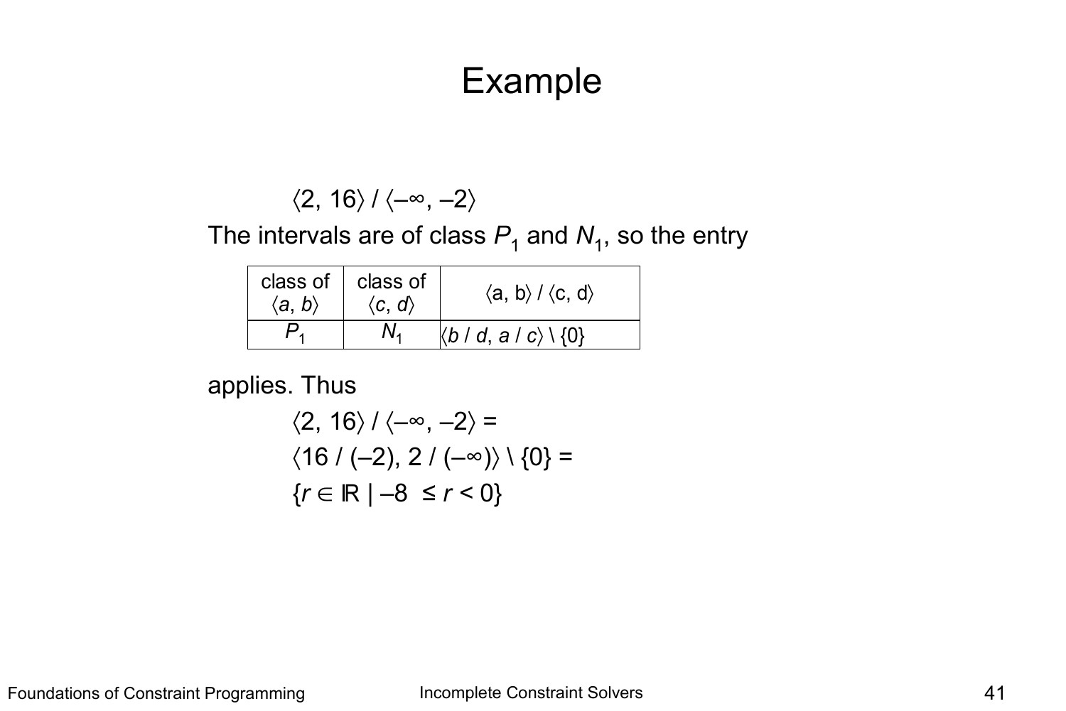# Example

$$\langle 2, 16 \rangle \,/\, \langle -\infty, -2 \rangle$$

The intervals are of class $P_1$ and $N_1$, so the entry

| class of $\langle a, b \rangle$ | class of $\langle c, d \rangle$ | $\langle a, b \rangle / \langle c, d \rangle$ |
|---|---|---|
| $P_1$ | $N_1$ | $\langle b / d, a / c \rangle \setminus \{0\}$ |

applies. Thus

$$\langle 2, 16 \rangle / \langle -\infty, -2 \rangle =$$

$$\langle 16 / (-2), 2 / (-\infty) \rangle \setminus \{0\} =$$

$$\{r \in \mathbb{R} \mid -8 \leq r < 0\}$$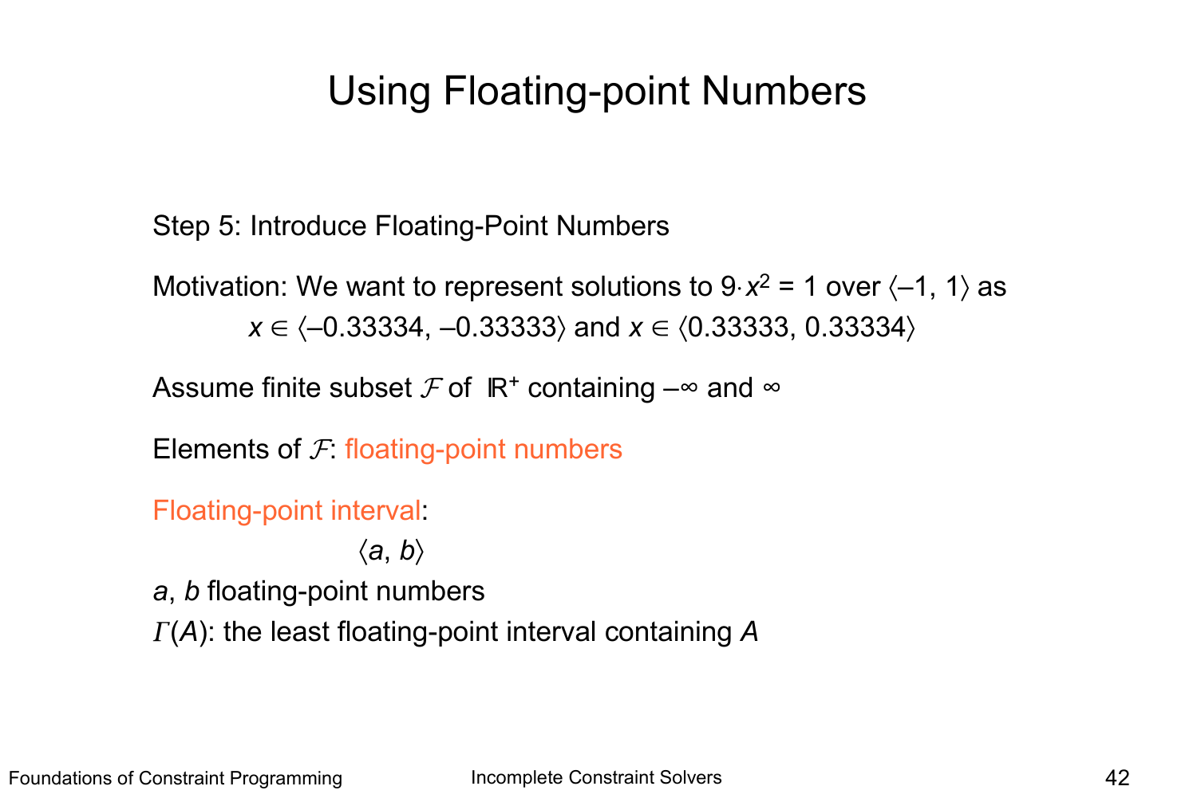# Using Floating-point Numbers

Step 5: Introduce Floating-Point Numbers

Motivation: We want to represent solutions to $9 \cdot x^2 = 1$ over $\langle -1, 1\rangle$ as

$x \in \langle -0.33334, -0.33333\rangle$ and $x \in \langle 0.33333, 0.33334\rangle$

Assume finite subset $\mathcal{F}$ of $\mathbb{R}^+$ containing $-\infty$ and $\infty$

Elements of $\mathcal{F}$: floating-point numbers

Floating-point interval:

$$\langle a, b\rangle$$

$a$, $b$ floating-point numbers

$\Gamma(A)$: the least floating-point interval containing $A$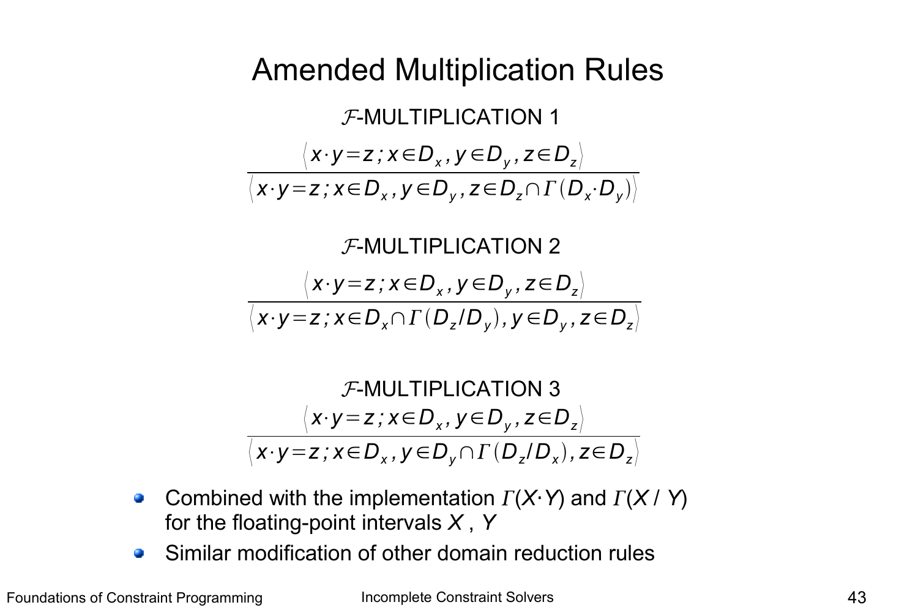# Amended Multiplication Rules

$\mathcal{F}$-MULTIPLICATION 1

$$\frac{\langle x \cdot y = z \,;\, x \in D_x ,\, y \in D_y ,\, z \in D_z \rangle}{\langle x \cdot y = z \,;\, x \in D_x ,\, y \in D_y ,\, z \in D_z \cap \Gamma(D_x \cdot D_y) \rangle}$$

$\mathcal{F}$-MULTIPLICATION 2

$$\frac{\langle x \cdot y = z \,;\, x \in D_x ,\, y \in D_y ,\, z \in D_z \rangle}{\langle x \cdot y = z \,;\, x \in D_x \cap \Gamma(D_z / D_y) ,\, y \in D_y ,\, z \in D_z \rangle}$$

$\mathcal{F}$-MULTIPLICATION 3

$$\frac{\langle x \cdot y = z \,;\, x \in D_x ,\, y \in D_y ,\, z \in D_z \rangle}{\langle x \cdot y = z \,;\, x \in D_x ,\, y \in D_y \cap \Gamma(D_z / D_x) ,\, z \in D_z \rangle}$$

- Combined with the implementation $\Gamma(X \cdot Y)$ and $\Gamma(X / Y)$ for the floating-point intervals $X$ , $Y$
- Similar modification of other domain reduction rules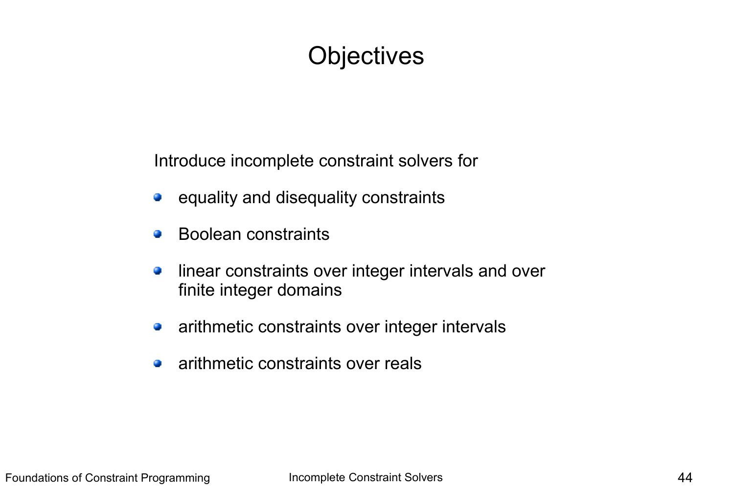# Objectives

Introduce incomplete constraint solvers for

- equality and disequality constraints
- Boolean constraints
- linear constraints over integer intervals and over finite integer domains
- arithmetic constraints over integer intervals
- arithmetic constraints over reals